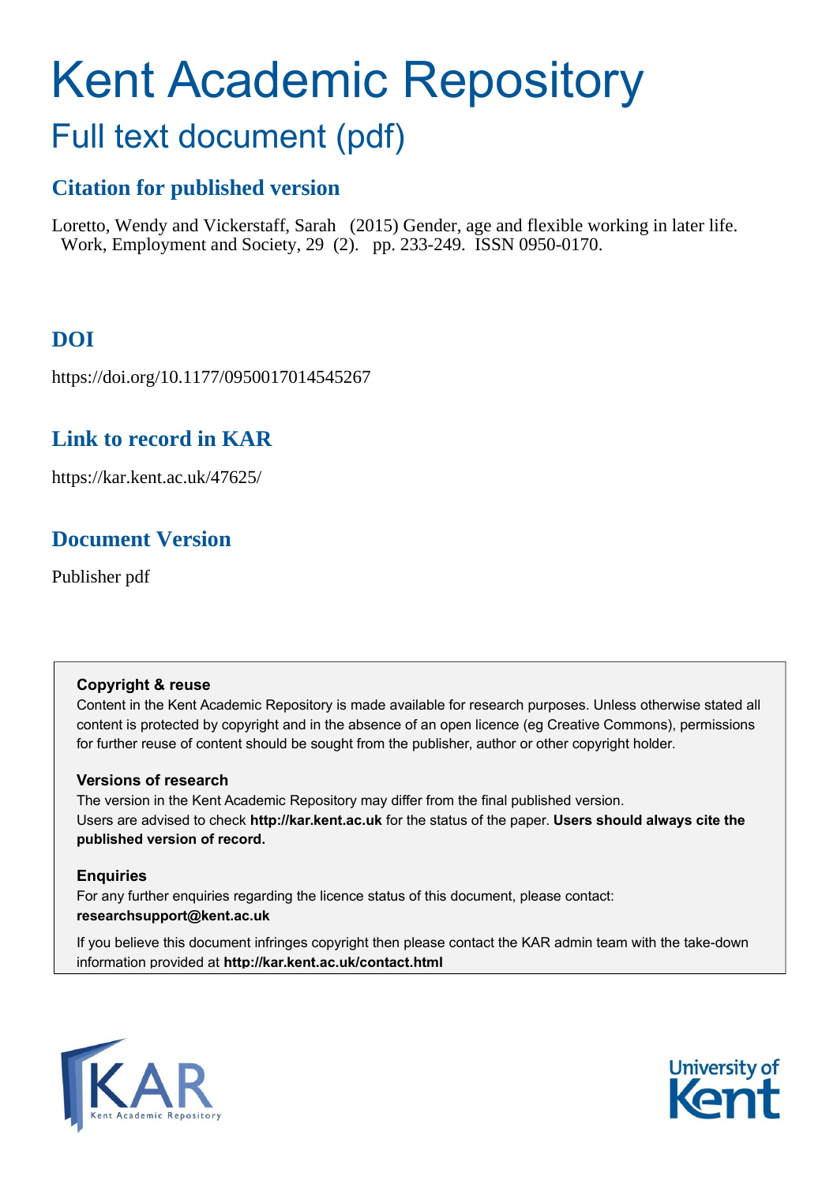# Kent Academic Repository

## Full text document (pdf)

### Citation for published version

Loretto, Wendy and Vickerstaff, Sarah (2015) Gender, age and flexible working in later life. Work, Employment and Society, 29 (2). pp. 233-249. ISSN 0950-0170.

### DOI

https://doi.org/10.1177/0950017014545267

### Link to record in KAR

https://kar.kent.ac.uk/47625/

### Document Version

Publisher pdf

**Copyright & reuse**

Content in the Kent Academic Repository is made available for research purposes. Unless otherwise stated all content is protected by copyright and in the absence of an open licence (eg Creative Commons), permissions for further reuse of content should be sought from the publisher, author or other copyright holder.

**Versions of research**

The version in the Kent Academic Repository may differ from the final published version. Users are advised to check **http://kar.kent.ac.uk** for the status of the paper. **Users should always cite the published version of record.**

**Enquiries**

For any further enquiries regarding the licence status of this document, please contact: **researchsupport@kent.ac.uk**

If you believe this document infringes copyright then please contact the KAR admin team with the take-down information provided at **http://kar.kent.ac.uk/contact.html**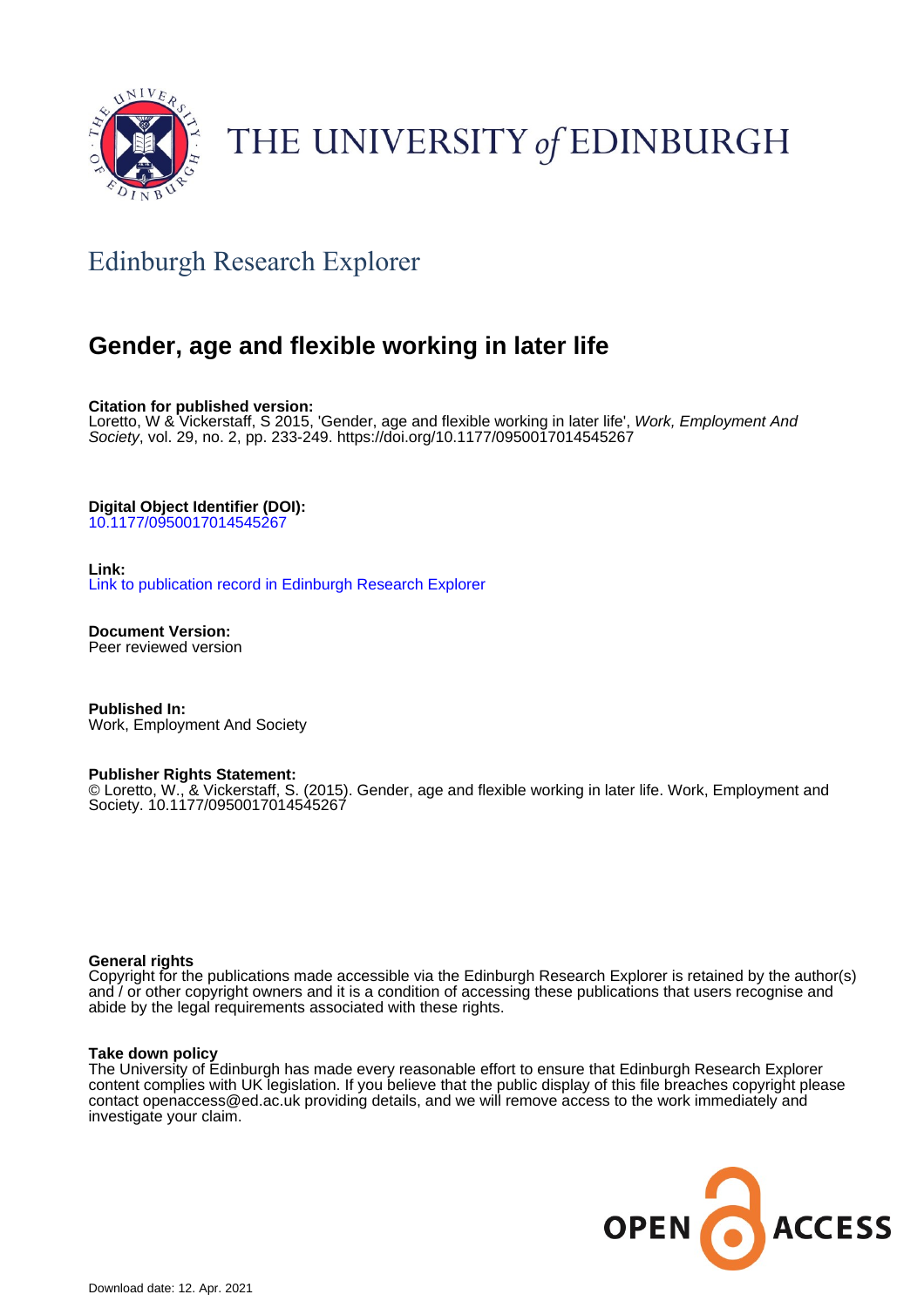# Edinburgh Research Explorer

## Gender, age and flexible working in later life

**Citation for published version:**
Loretto, W & Vickerstaff, S 2015, 'Gender, age and flexible working in later life', *Work, Employment And Society*, vol. 29, no. 2, pp. 233-249. https://doi.org/10.1177/0950017014545267

**Digital Object Identifier (DOI):**
10.1177/0950017014545267

**Link:**
Link to publication record in Edinburgh Research Explorer

**Document Version:**
Peer reviewed version

**Published In:**
Work, Employment And Society

**Publisher Rights Statement:**
© Loretto, W., & Vickerstaff, S. (2015). Gender, age and flexible working in later life. Work, Employment and Society. 10.1177/0950017014545267

**General rights**
Copyright for the publications made accessible via the Edinburgh Research Explorer is retained by the author(s) and / or other copyright owners and it is a condition of accessing these publications that users recognise and abide by the legal requirements associated with these rights.

**Take down policy**
The University of Edinburgh has made every reasonable effort to ensure that Edinburgh Research Explorer content complies with UK legislation. If you believe that the public display of this file breaches copyright please contact openaccess@ed.ac.uk providing details, and we will remove access to the work immediately and investigate your claim.

Download date: 12. Apr. 2021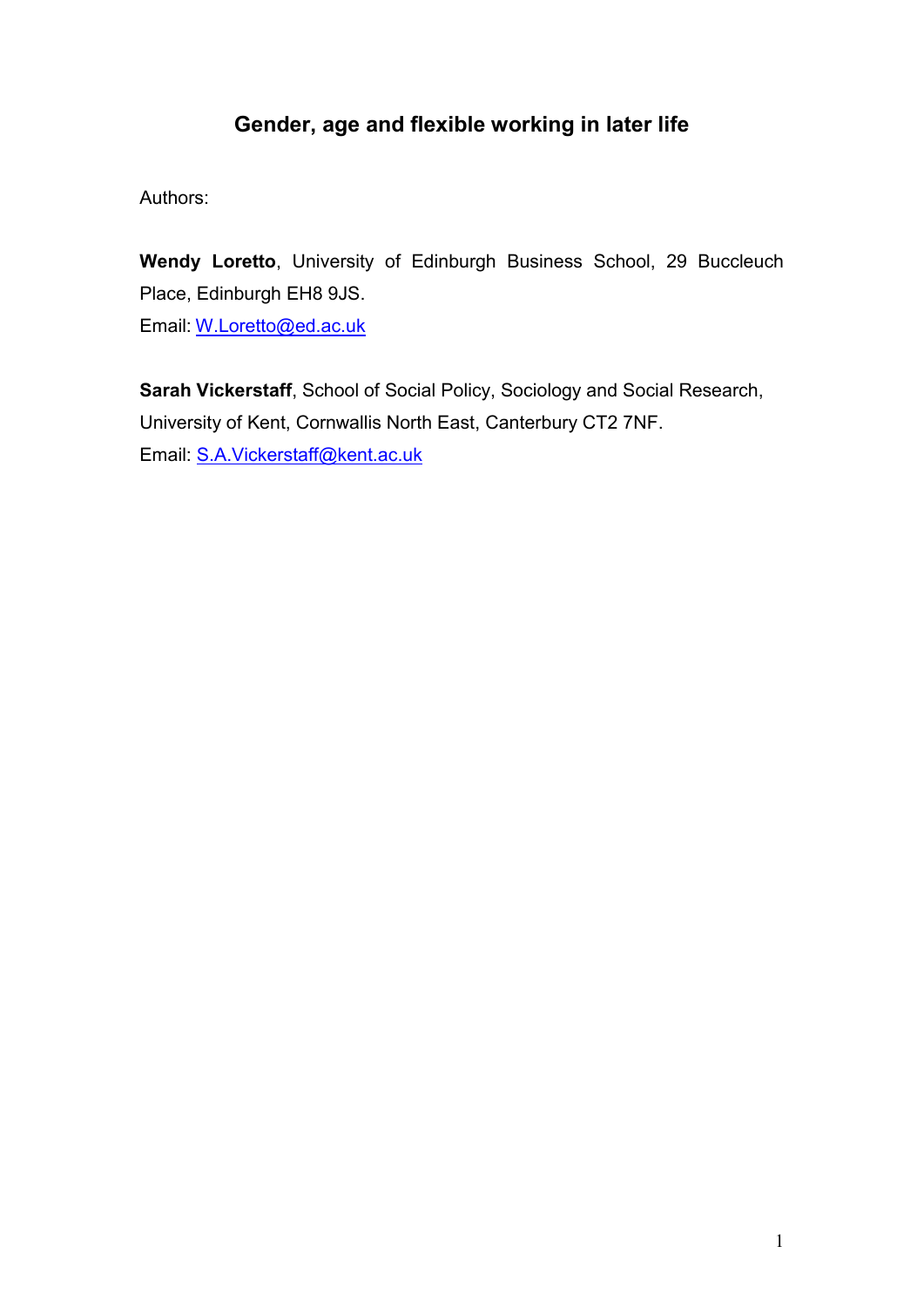# Gender, age and flexible working in later life

Authors:

**Wendy Loretto**, University of Edinburgh Business School, 29 Buccleuch Place, Edinburgh EH8 9JS.
Email: W.Loretto@ed.ac.uk

**Sarah Vickerstaff**, School of Social Policy, Sociology and Social Research, University of Kent, Cornwallis North East, Canterbury CT2 7NF.
Email: S.A.Vickerstaff@kent.ac.uk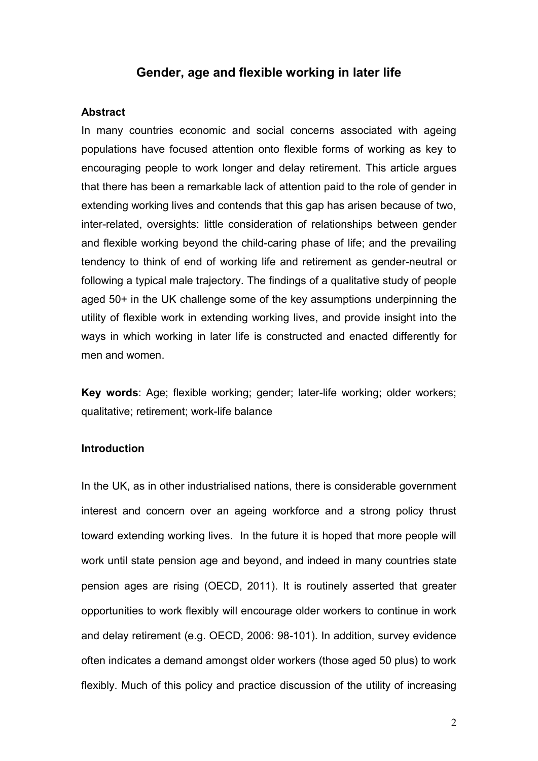# Gender, age and flexible working in later life

## Abstract

In many countries economic and social concerns associated with ageing populations have focused attention onto flexible forms of working as key to encouraging people to work longer and delay retirement. This article argues that there has been a remarkable lack of attention paid to the role of gender in extending working lives and contends that this gap has arisen because of two, inter-related, oversights: little consideration of relationships between gender and flexible working beyond the child-caring phase of life; and the prevailing tendency to think of end of working life and retirement as gender-neutral or following a typical male trajectory. The findings of a qualitative study of people aged 50+ in the UK challenge some of the key assumptions underpinning the utility of flexible work in extending working lives, and provide insight into the ways in which working in later life is constructed and enacted differently for men and women.

**Key words**: Age; flexible working; gender; later-life working; older workers; qualitative; retirement; work-life balance

## Introduction

In the UK, as in other industrialised nations, there is considerable government interest and concern over an ageing workforce and a strong policy thrust toward extending working lives. In the future it is hoped that more people will work until state pension age and beyond, and indeed in many countries state pension ages are rising (OECD, 2011). It is routinely asserted that greater opportunities to work flexibly will encourage older workers to continue in work and delay retirement (e.g. OECD, 2006: 98-101). In addition, survey evidence often indicates a demand amongst older workers (those aged 50 plus) to work flexibly. Much of this policy and practice discussion of the utility of increasing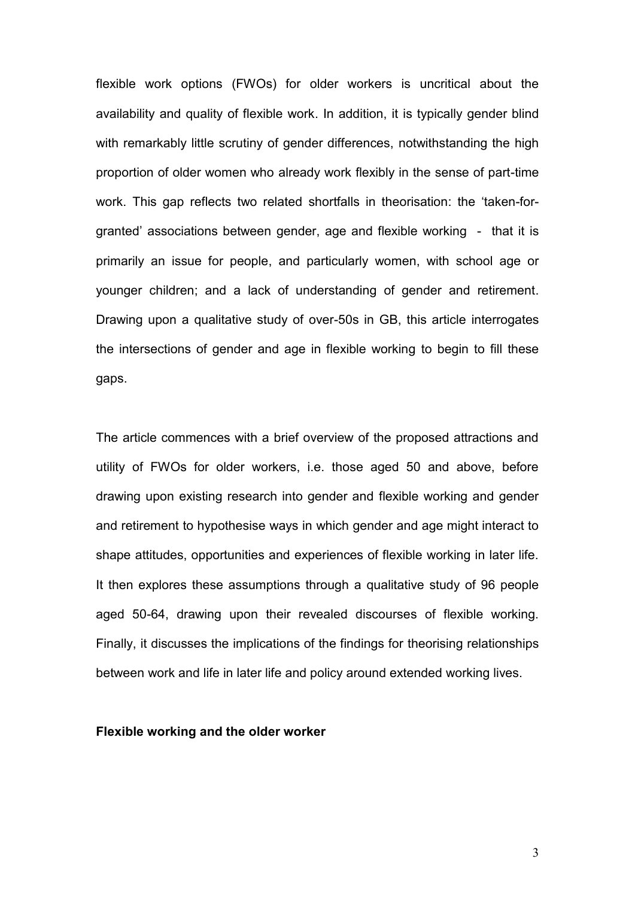flexible work options (FWOs) for older workers is uncritical about the availability and quality of flexible work. In addition, it is typically gender blind with remarkably little scrutiny of gender differences, notwithstanding the high proportion of older women who already work flexibly in the sense of part-time work. This gap reflects two related shortfalls in theorisation: the 'taken-for-granted' associations between gender, age and flexible working - that it is primarily an issue for people, and particularly women, with school age or younger children; and a lack of understanding of gender and retirement. Drawing upon a qualitative study of over-50s in GB, this article interrogates the intersections of gender and age in flexible working to begin to fill these gaps.

The article commences with a brief overview of the proposed attractions and utility of FWOs for older workers, i.e. those aged 50 and above, before drawing upon existing research into gender and flexible working and gender and retirement to hypothesise ways in which gender and age might interact to shape attitudes, opportunities and experiences of flexible working in later life. It then explores these assumptions through a qualitative study of 96 people aged 50-64, drawing upon their revealed discourses of flexible working. Finally, it discusses the implications of the findings for theorising relationships between work and life in later life and policy around extended working lives.

**Flexible working and the older worker**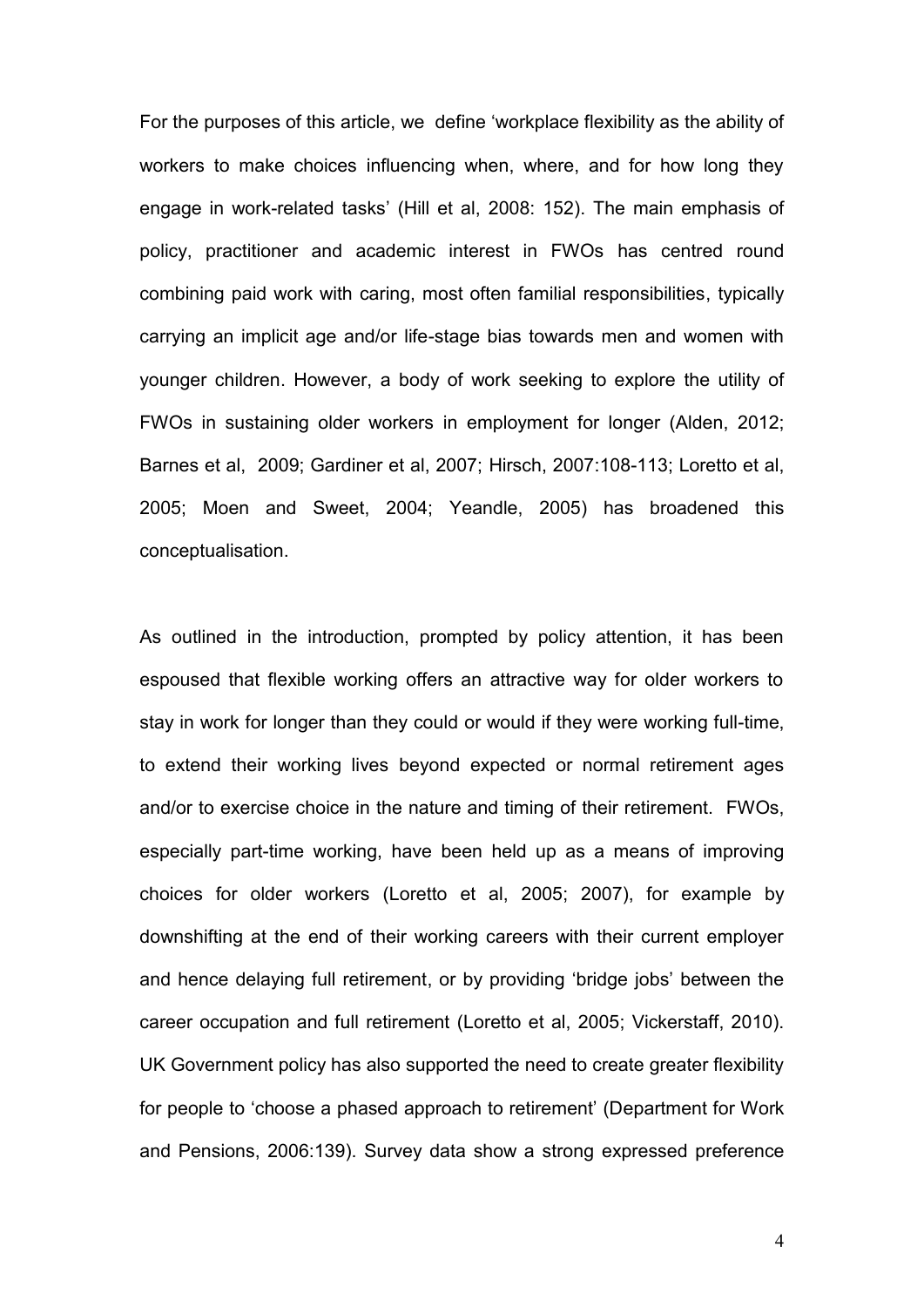For the purposes of this article, we define 'workplace flexibility as the ability of workers to make choices influencing when, where, and for how long they engage in work-related tasks' (Hill et al, 2008: 152). The main emphasis of policy, practitioner and academic interest in FWOs has centred round combining paid work with caring, most often familial responsibilities, typically carrying an implicit age and/or life-stage bias towards men and women with younger children. However, a body of work seeking to explore the utility of FWOs in sustaining older workers in employment for longer (Alden, 2012; Barnes et al, 2009; Gardiner et al, 2007; Hirsch, 2007:108-113; Loretto et al, 2005; Moen and Sweet, 2004; Yeandle, 2005) has broadened this conceptualisation.

As outlined in the introduction, prompted by policy attention, it has been espoused that flexible working offers an attractive way for older workers to stay in work for longer than they could or would if they were working full-time, to extend their working lives beyond expected or normal retirement ages and/or to exercise choice in the nature and timing of their retirement. FWOs, especially part-time working, have been held up as a means of improving choices for older workers (Loretto et al, 2005; 2007), for example by downshifting at the end of their working careers with their current employer and hence delaying full retirement, or by providing 'bridge jobs' between the career occupation and full retirement (Loretto et al, 2005; Vickerstaff, 2010). UK Government policy has also supported the need to create greater flexibility for people to 'choose a phased approach to retirement' (Department for Work and Pensions, 2006:139). Survey data show a strong expressed preference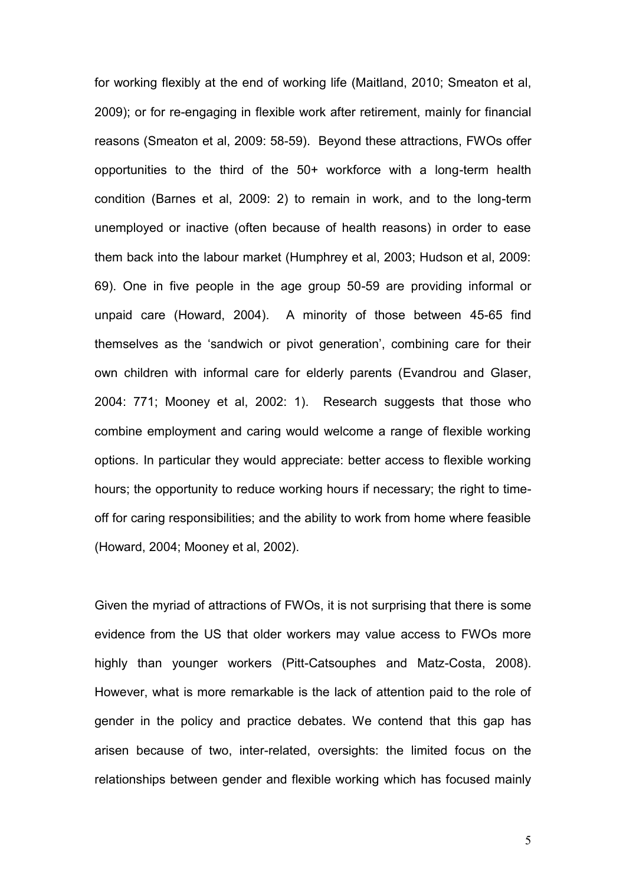for working flexibly at the end of working life (Maitland, 2010; Smeaton et al, 2009); or for re-engaging in flexible work after retirement, mainly for financial reasons (Smeaton et al, 2009: 58-59). Beyond these attractions, FWOs offer opportunities to the third of the 50+ workforce with a long-term health condition (Barnes et al, 2009: 2) to remain in work, and to the long-term unemployed or inactive (often because of health reasons) in order to ease them back into the labour market (Humphrey et al, 2003; Hudson et al, 2009: 69). One in five people in the age group 50-59 are providing informal or unpaid care (Howard, 2004). A minority of those between 45-65 find themselves as the 'sandwich or pivot generation', combining care for their own children with informal care for elderly parents (Evandrou and Glaser, 2004: 771; Mooney et al, 2002: 1). Research suggests that those who combine employment and caring would welcome a range of flexible working options. In particular they would appreciate: better access to flexible working hours; the opportunity to reduce working hours if necessary; the right to time-off for caring responsibilities; and the ability to work from home where feasible (Howard, 2004; Mooney et al, 2002).

Given the myriad of attractions of FWOs, it is not surprising that there is some evidence from the US that older workers may value access to FWOs more highly than younger workers (Pitt-Catsouphes and Matz-Costa, 2008). However, what is more remarkable is the lack of attention paid to the role of gender in the policy and practice debates. We contend that this gap has arisen because of two, inter-related, oversights: the limited focus on the relationships between gender and flexible working which has focused mainly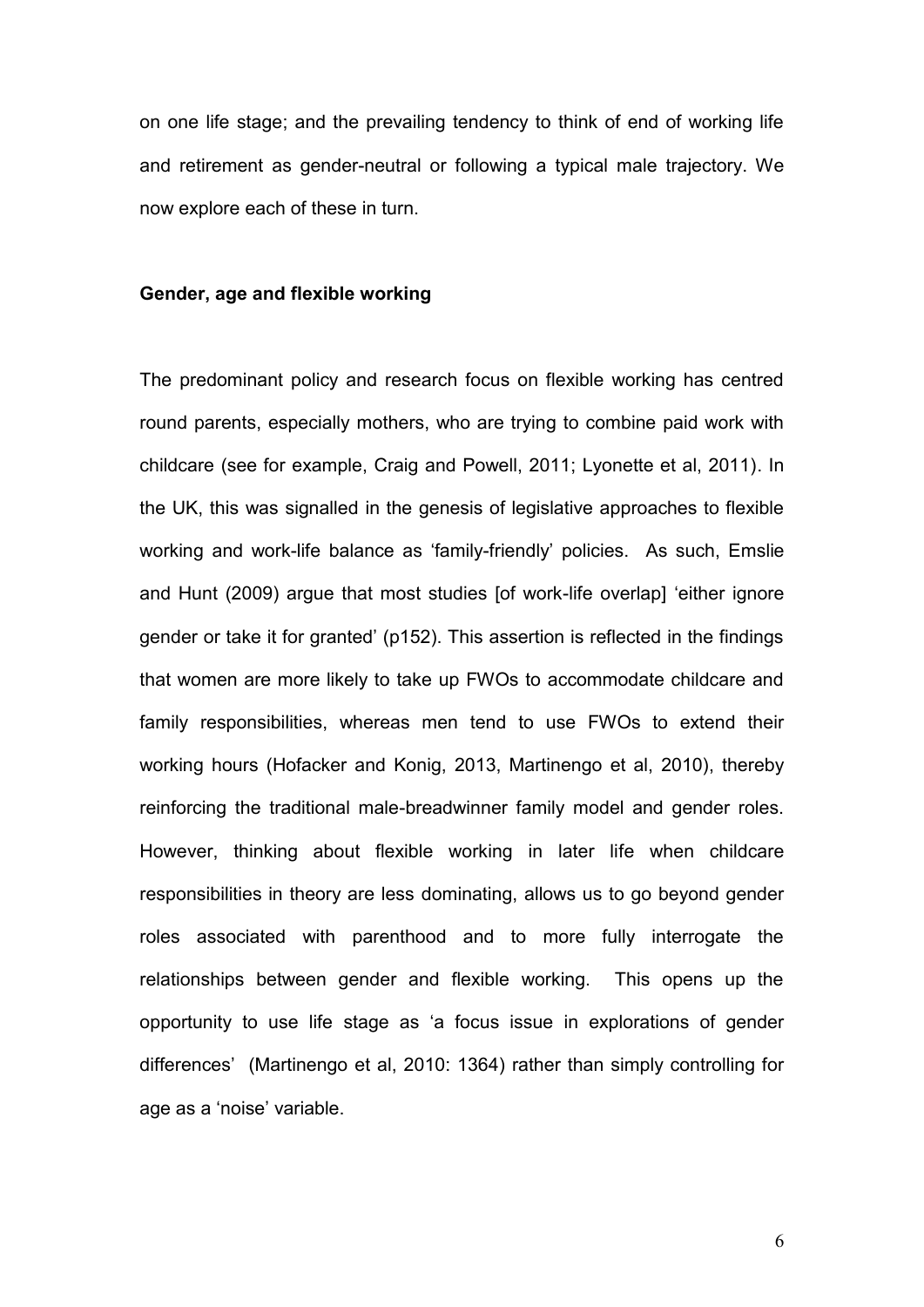on one life stage; and the prevailing tendency to think of end of working life and retirement as gender-neutral or following a typical male trajectory. We now explore each of these in turn.

**Gender, age and flexible working**

The predominant policy and research focus on flexible working has centred round parents, especially mothers, who are trying to combine paid work with childcare (see for example, Craig and Powell, 2011; Lyonette et al, 2011). In the UK, this was signalled in the genesis of legislative approaches to flexible working and work-life balance as 'family-friendly' policies. As such, Emslie and Hunt (2009) argue that most studies [of work-life overlap] 'either ignore gender or take it for granted' (p152). This assertion is reflected in the findings that women are more likely to take up FWOs to accommodate childcare and family responsibilities, whereas men tend to use FWOs to extend their working hours (Hofacker and Konig, 2013, Martinengo et al, 2010), thereby reinforcing the traditional male-breadwinner family model and gender roles. However, thinking about flexible working in later life when childcare responsibilities in theory are less dominating, allows us to go beyond gender roles associated with parenthood and to more fully interrogate the relationships between gender and flexible working. This opens up the opportunity to use life stage as 'a focus issue in explorations of gender differences' (Martinengo et al, 2010: 1364) rather than simply controlling for age as a 'noise' variable.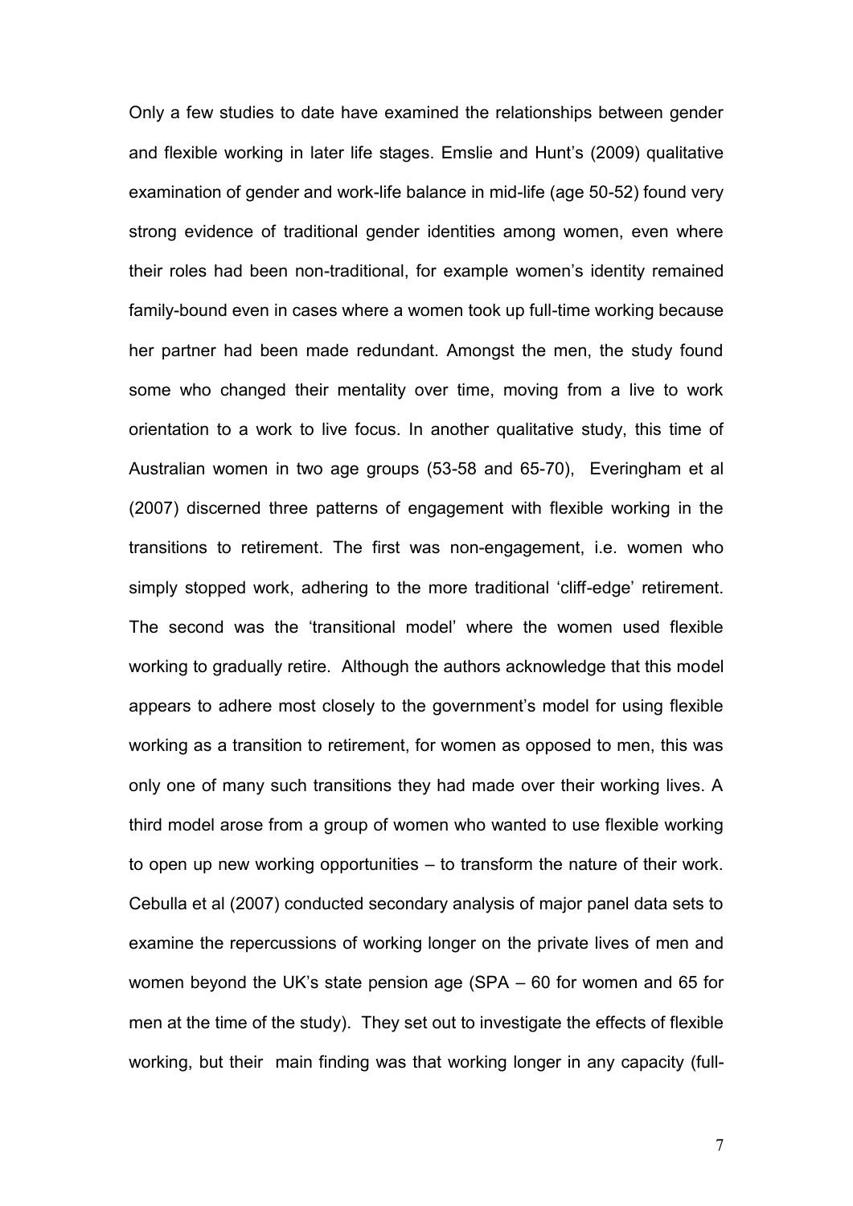Only a few studies to date have examined the relationships between gender and flexible working in later life stages. Emslie and Hunt's (2009) qualitative examination of gender and work-life balance in mid-life (age 50-52) found very strong evidence of traditional gender identities among women, even where their roles had been non-traditional, for example women's identity remained family-bound even in cases where a women took up full-time working because her partner had been made redundant. Amongst the men, the study found some who changed their mentality over time, moving from a live to work orientation to a work to live focus. In another qualitative study, this time of Australian women in two age groups (53-58 and 65-70), Everingham et al (2007) discerned three patterns of engagement with flexible working in the transitions to retirement. The first was non-engagement, i.e. women who simply stopped work, adhering to the more traditional 'cliff-edge' retirement. The second was the 'transitional model' where the women used flexible working to gradually retire. Although the authors acknowledge that this model appears to adhere most closely to the government's model for using flexible working as a transition to retirement, for women as opposed to men, this was only one of many such transitions they had made over their working lives. A third model arose from a group of women who wanted to use flexible working to open up new working opportunities – to transform the nature of their work. Cebulla et al (2007) conducted secondary analysis of major panel data sets to examine the repercussions of working longer on the private lives of men and women beyond the UK's state pension age (SPA – 60 for women and 65 for men at the time of the study). They set out to investigate the effects of flexible working, but their main finding was that working longer in any capacity (full-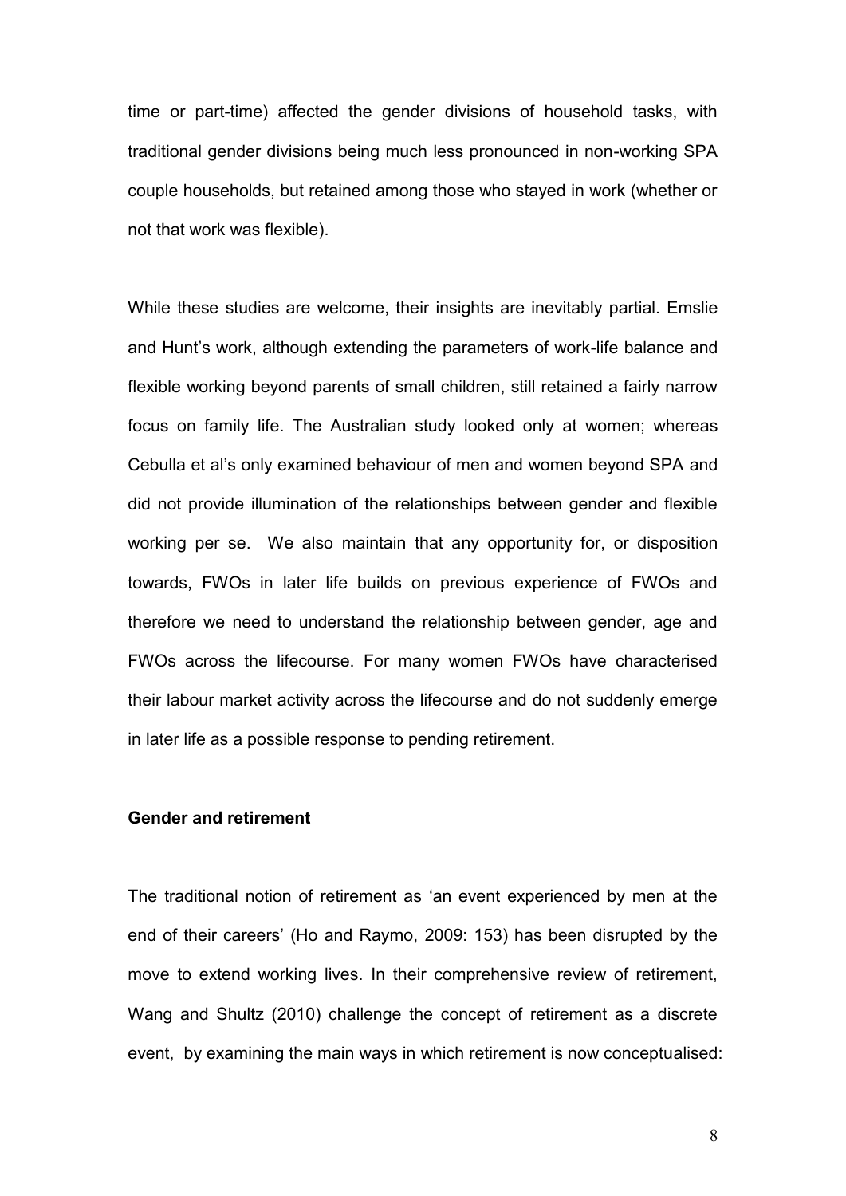time or part-time) affected the gender divisions of household tasks, with traditional gender divisions being much less pronounced in non-working SPA couple households, but retained among those who stayed in work (whether or not that work was flexible).

While these studies are welcome, their insights are inevitably partial. Emslie and Hunt's work, although extending the parameters of work-life balance and flexible working beyond parents of small children, still retained a fairly narrow focus on family life. The Australian study looked only at women; whereas Cebulla et al's only examined behaviour of men and women beyond SPA and did not provide illumination of the relationships between gender and flexible working per se. We also maintain that any opportunity for, or disposition towards, FWOs in later life builds on previous experience of FWOs and therefore we need to understand the relationship between gender, age and FWOs across the lifecourse. For many women FWOs have characterised their labour market activity across the lifecourse and do not suddenly emerge in later life as a possible response to pending retirement.

**Gender and retirement**

The traditional notion of retirement as 'an event experienced by men at the end of their careers' (Ho and Raymo, 2009: 153) has been disrupted by the move to extend working lives. In their comprehensive review of retirement, Wang and Shultz (2010) challenge the concept of retirement as a discrete event, by examining the main ways in which retirement is now conceptualised: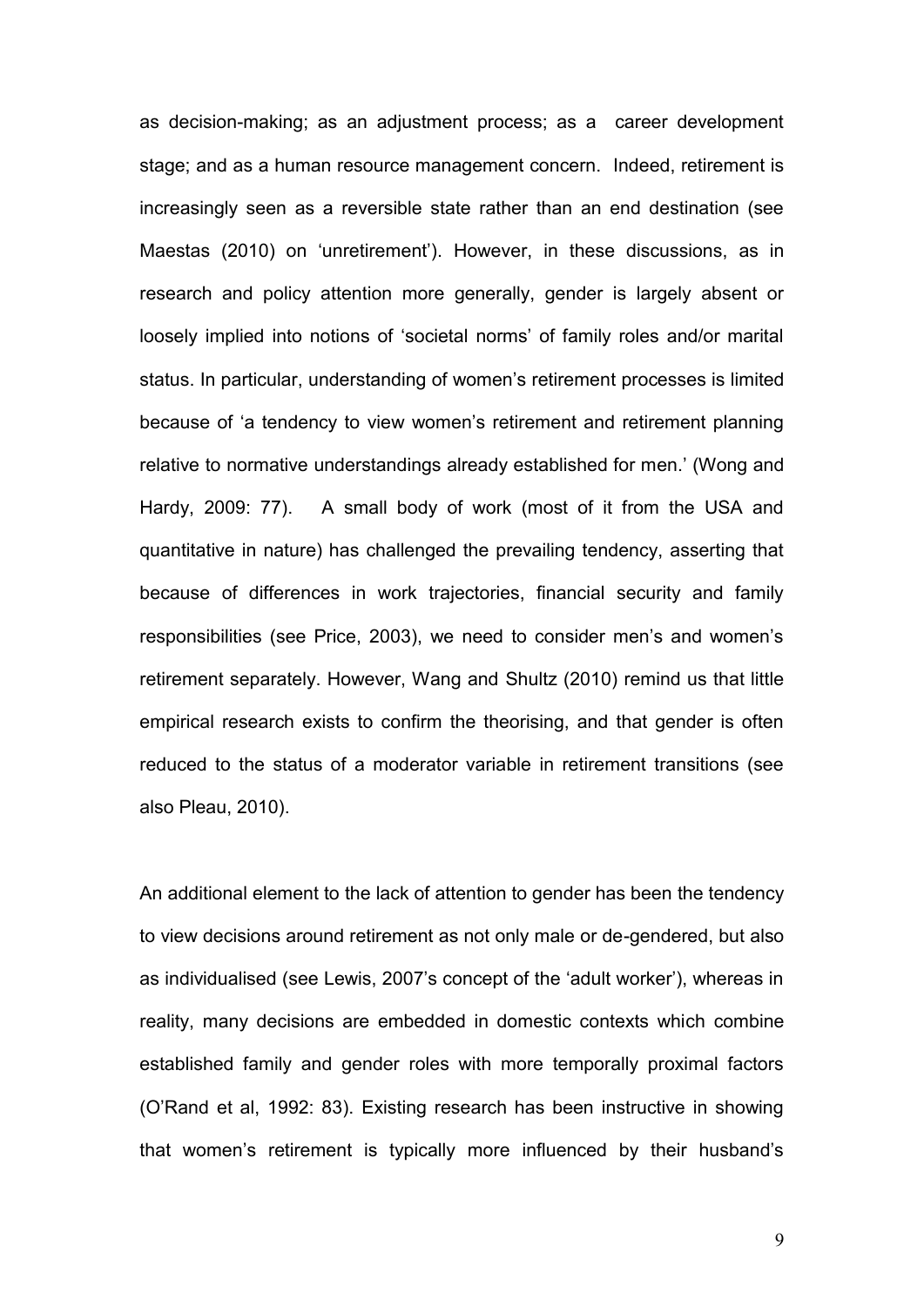as decision-making; as an adjustment process; as a career development stage; and as a human resource management concern. Indeed, retirement is increasingly seen as a reversible state rather than an end destination (see Maestas (2010) on 'unretirement'). However, in these discussions, as in research and policy attention more generally, gender is largely absent or loosely implied into notions of 'societal norms' of family roles and/or marital status. In particular, understanding of women's retirement processes is limited because of 'a tendency to view women's retirement and retirement planning relative to normative understandings already established for men.' (Wong and Hardy, 2009: 77). A small body of work (most of it from the USA and quantitative in nature) has challenged the prevailing tendency, asserting that because of differences in work trajectories, financial security and family responsibilities (see Price, 2003), we need to consider men's and women's retirement separately. However, Wang and Shultz (2010) remind us that little empirical research exists to confirm the theorising, and that gender is often reduced to the status of a moderator variable in retirement transitions (see also Pleau, 2010).

An additional element to the lack of attention to gender has been the tendency to view decisions around retirement as not only male or de-gendered, but also as individualised (see Lewis, 2007's concept of the 'adult worker'), whereas in reality, many decisions are embedded in domestic contexts which combine established family and gender roles with more temporally proximal factors (O'Rand et al, 1992: 83). Existing research has been instructive in showing that women's retirement is typically more influenced by their husband's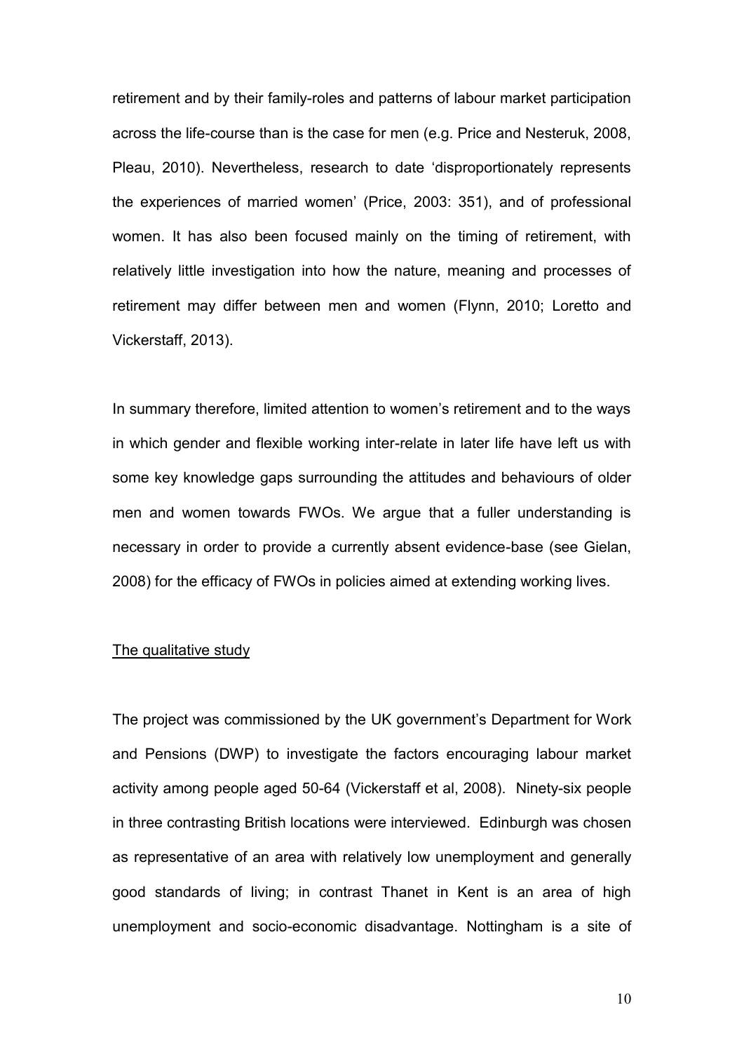retirement and by their family-roles and patterns of labour market participation across the life-course than is the case for men (e.g. Price and Nesteruk, 2008, Pleau, 2010). Nevertheless, research to date 'disproportionately represents the experiences of married women' (Price, 2003: 351), and of professional women. It has also been focused mainly on the timing of retirement, with relatively little investigation into how the nature, meaning and processes of retirement may differ between men and women (Flynn, 2010; Loretto and Vickerstaff, 2013).

In summary therefore, limited attention to women's retirement and to the ways in which gender and flexible working inter-relate in later life have left us with some key knowledge gaps surrounding the attitudes and behaviours of older men and women towards FWOs. We argue that a fuller understanding is necessary in order to provide a currently absent evidence-base (see Gielan, 2008) for the efficacy of FWOs in policies aimed at extending working lives.

## The qualitative study

The project was commissioned by the UK government's Department for Work and Pensions (DWP) to investigate the factors encouraging labour market activity among people aged 50-64 (Vickerstaff et al, 2008). Ninety-six people in three contrasting British locations were interviewed. Edinburgh was chosen as representative of an area with relatively low unemployment and generally good standards of living; in contrast Thanet in Kent is an area of high unemployment and socio-economic disadvantage. Nottingham is a site of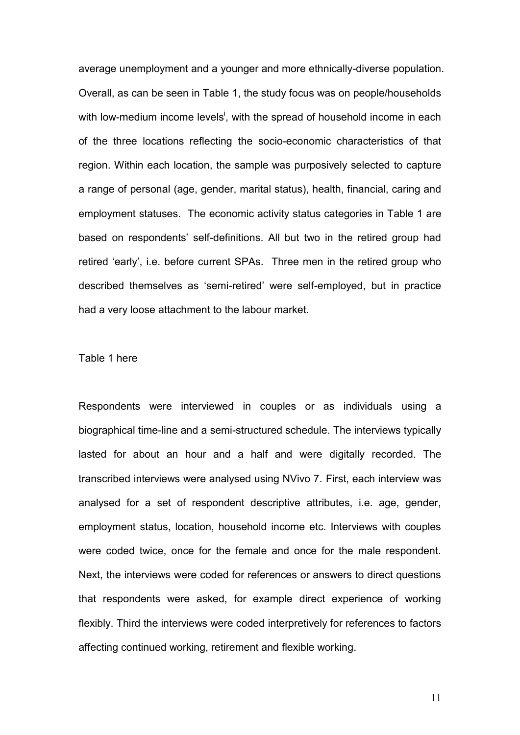average unemployment and a younger and more ethnically-diverse population. Overall, as can be seen in Table 1, the study focus was on people/households with low-medium income levels[i], with the spread of household income in each of the three locations reflecting the socio-economic characteristics of that region. Within each location, the sample was purposively selected to capture a range of personal (age, gender, marital status), health, financial, caring and employment statuses. The economic activity status categories in Table 1 are based on respondents' self-definitions. All but two in the retired group had retired 'early', i.e. before current SPAs. Three men in the retired group who described themselves as 'semi-retired' were self-employed, but in practice had a very loose attachment to the labour market.

Table 1 here

Respondents were interviewed in couples or as individuals using a biographical time-line and a semi-structured schedule. The interviews typically lasted for about an hour and a half and were digitally recorded. The transcribed interviews were analysed using NVivo 7. First, each interview was analysed for a set of respondent descriptive attributes, i.e. age, gender, employment status, location, household income etc. Interviews with couples were coded twice, once for the female and once for the male respondent. Next, the interviews were coded for references or answers to direct questions that respondents were asked, for example direct experience of working flexibly. Third the interviews were coded interpretively for references to factors affecting continued working, retirement and flexible working.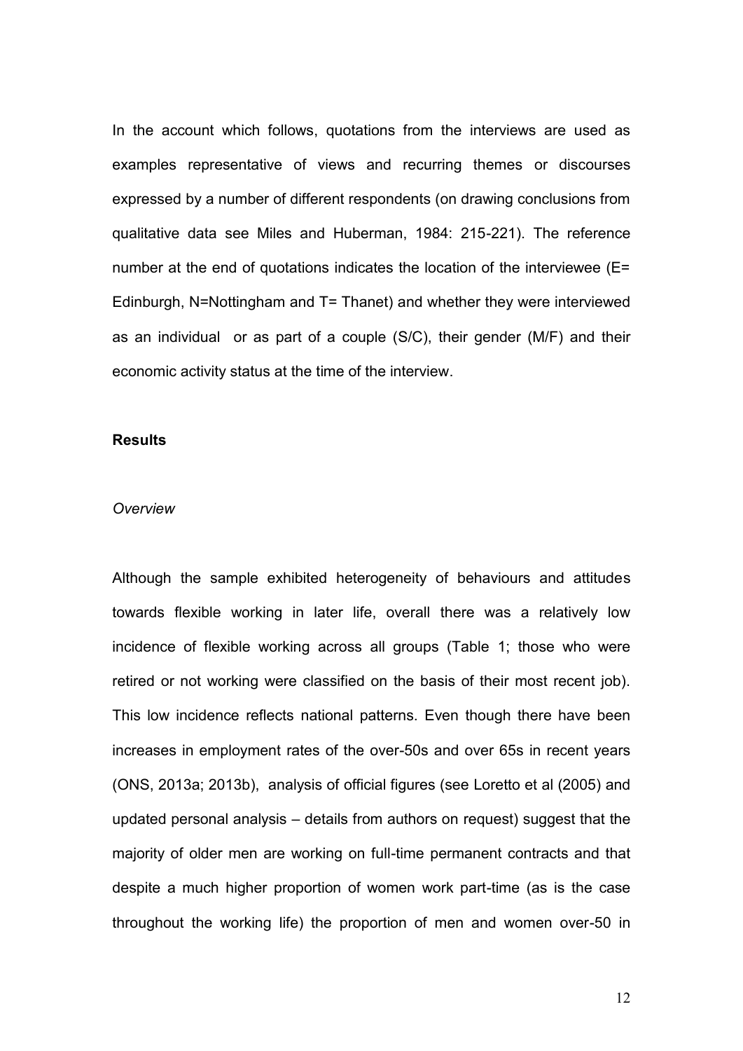In the account which follows, quotations from the interviews are used as examples representative of views and recurring themes or discourses expressed by a number of different respondents (on drawing conclusions from qualitative data see Miles and Huberman, 1984: 215-221). The reference number at the end of quotations indicates the location of the interviewee (E= Edinburgh, N=Nottingham and T= Thanet) and whether they were interviewed as an individual or as part of a couple (S/C), their gender (M/F) and their economic activity status at the time of the interview.

## Results

### *Overview*

Although the sample exhibited heterogeneity of behaviours and attitudes towards flexible working in later life, overall there was a relatively low incidence of flexible working across all groups (Table 1; those who were retired or not working were classified on the basis of their most recent job). This low incidence reflects national patterns. Even though there have been increases in employment rates of the over-50s and over 65s in recent years (ONS, 2013a; 2013b), analysis of official figures (see Loretto et al (2005) and updated personal analysis – details from authors on request) suggest that the majority of older men are working on full-time permanent contracts and that despite a much higher proportion of women work part-time (as is the case throughout the working life) the proportion of men and women over-50 in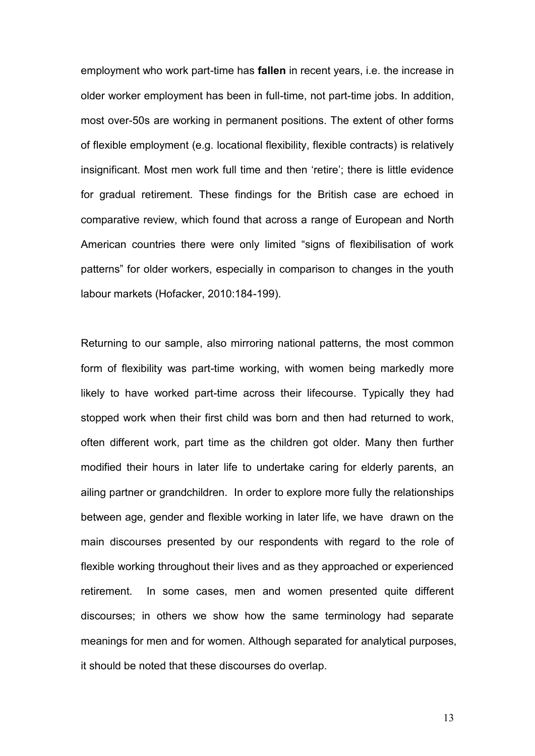employment who work part-time has **fallen** in recent years, i.e. the increase in older worker employment has been in full-time, not part-time jobs. In addition, most over-50s are working in permanent positions. The extent of other forms of flexible employment (e.g. locational flexibility, flexible contracts) is relatively insignificant. Most men work full time and then 'retire'; there is little evidence for gradual retirement. These findings for the British case are echoed in comparative review, which found that across a range of European and North American countries there were only limited "signs of flexibilisation of work patterns" for older workers, especially in comparison to changes in the youth labour markets (Hofacker, 2010:184-199).

Returning to our sample, also mirroring national patterns, the most common form of flexibility was part-time working, with women being markedly more likely to have worked part-time across their lifecourse. Typically they had stopped work when their first child was born and then had returned to work, often different work, part time as the children got older. Many then further modified their hours in later life to undertake caring for elderly parents, an ailing partner or grandchildren. In order to explore more fully the relationships between age, gender and flexible working in later life, we have drawn on the main discourses presented by our respondents with regard to the role of flexible working throughout their lives and as they approached or experienced retirement. In some cases, men and women presented quite different discourses; in others we show how the same terminology had separate meanings for men and for women. Although separated for analytical purposes, it should be noted that these discourses do overlap.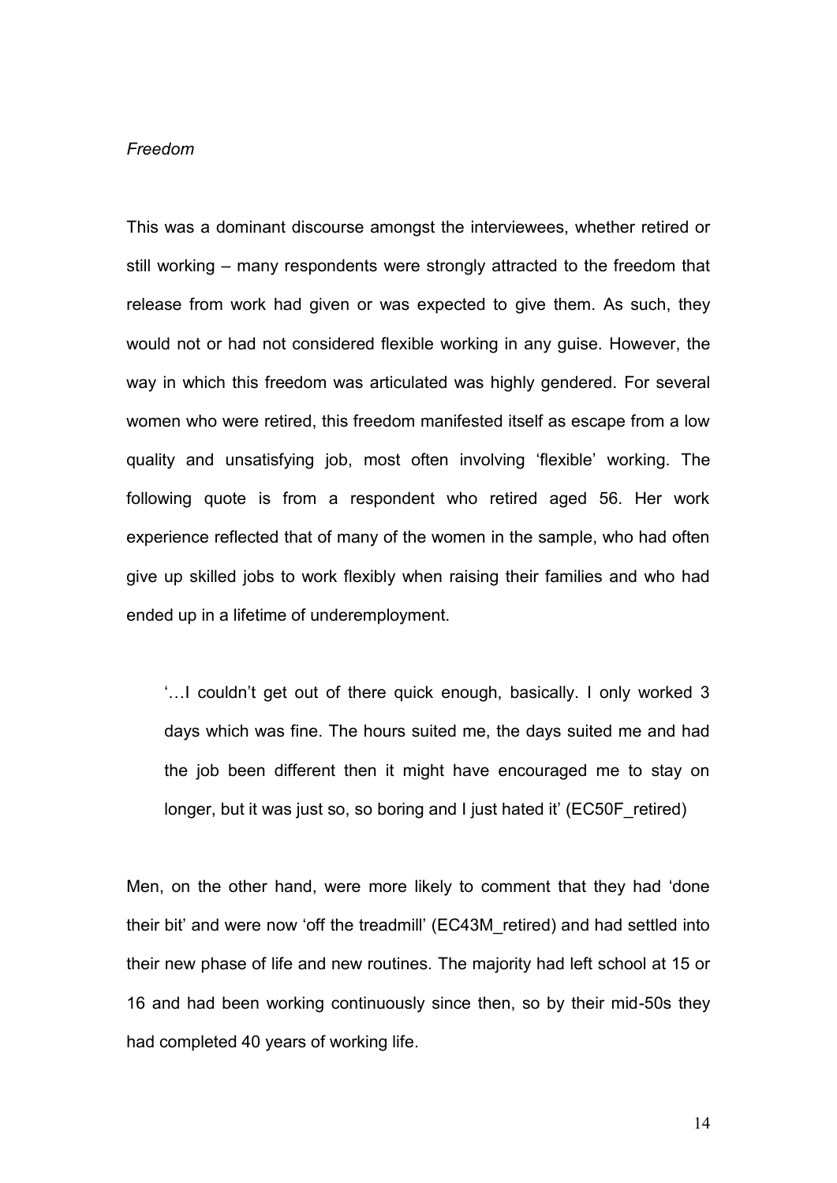*Freedom*

This was a dominant discourse amongst the interviewees, whether retired or still working – many respondents were strongly attracted to the freedom that release from work had given or was expected to give them. As such, they would not or had not considered flexible working in any guise. However, the way in which this freedom was articulated was highly gendered. For several women who were retired, this freedom manifested itself as escape from a low quality and unsatisfying job, most often involving 'flexible' working. The following quote is from a respondent who retired aged 56. Her work experience reflected that of many of the women in the sample, who had often give up skilled jobs to work flexibly when raising their families and who had ended up in a lifetime of underemployment.

> '…I couldn't get out of there quick enough, basically. I only worked 3 days which was fine. The hours suited me, the days suited me and had the job been different then it might have encouraged me to stay on longer, but it was just so, so boring and I just hated it' (EC50F_retired)

Men, on the other hand, were more likely to comment that they had 'done their bit' and were now 'off the treadmill' (EC43M_retired) and had settled into their new phase of life and new routines. The majority had left school at 15 or 16 and had been working continuously since then, so by their mid-50s they had completed 40 years of working life.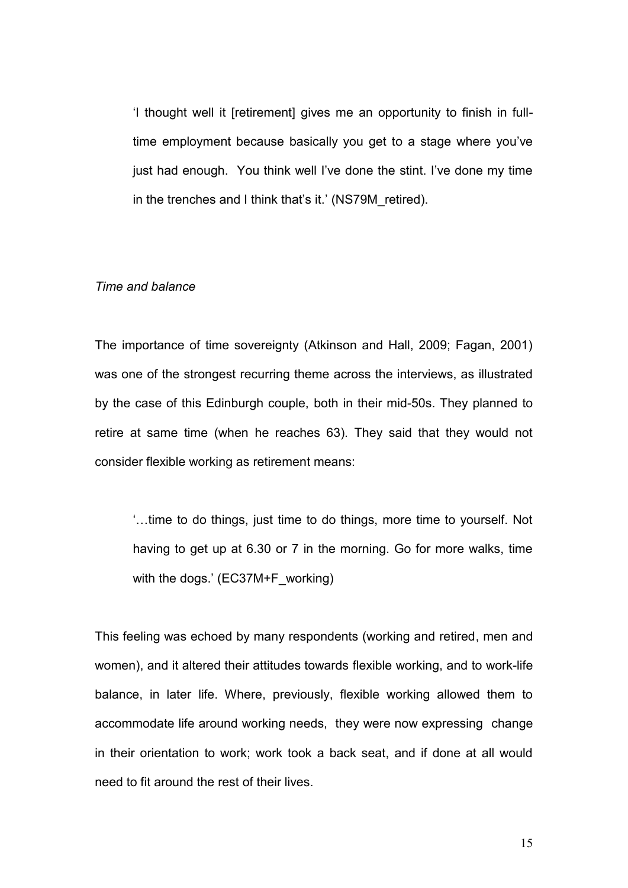> 'I thought well it [retirement] gives me an opportunity to finish in full-time employment because basically you get to a stage where you've just had enough. You think well I've done the stint. I've done my time in the trenches and I think that's it.' (NS79M_retired).

*Time and balance*

The importance of time sovereignty (Atkinson and Hall, 2009; Fagan, 2001) was one of the strongest recurring theme across the interviews, as illustrated by the case of this Edinburgh couple, both in their mid-50s. They planned to retire at same time (when he reaches 63). They said that they would not consider flexible working as retirement means:

> '…time to do things, just time to do things, more time to yourself. Not having to get up at 6.30 or 7 in the morning. Go for more walks, time with the dogs.' (EC37M+F_working)

This feeling was echoed by many respondents (working and retired, men and women), and it altered their attitudes towards flexible working, and to work-life balance, in later life. Where, previously, flexible working allowed them to accommodate life around working needs, they were now expressing change in their orientation to work; work took a back seat, and if done at all would need to fit around the rest of their lives.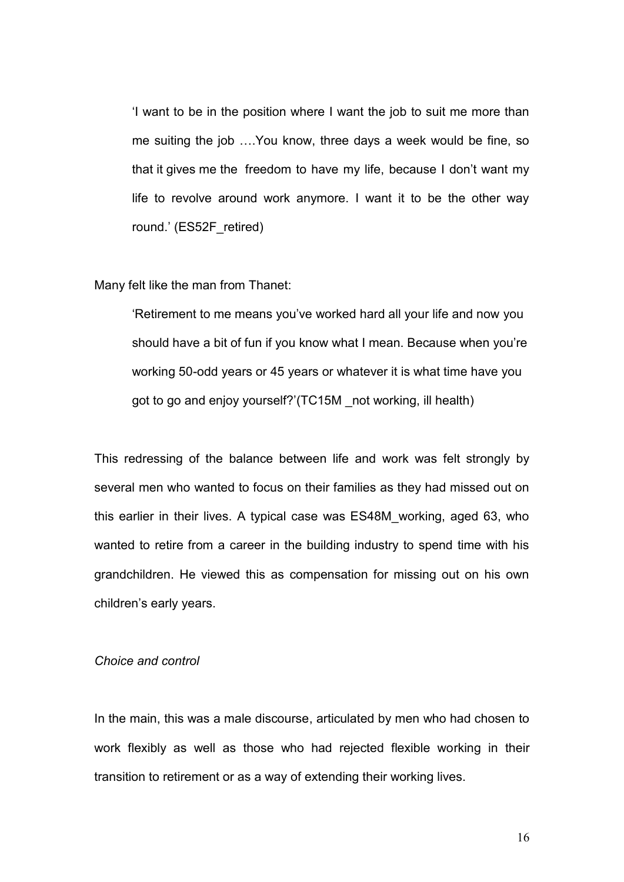> 'I want to be in the position where I want the job to suit me more than me suiting the job ….You know, three days a week would be fine, so that it gives me the freedom to have my life, because I don't want my life to revolve around work anymore. I want it to be the other way round.' (ES52F_retired)

Many felt like the man from Thanet:

> 'Retirement to me means you've worked hard all your life and now you should have a bit of fun if you know what I mean. Because when you're working 50-odd years or 45 years or whatever it is what time have you got to go and enjoy yourself?'(TC15M _not working, ill health)

This redressing of the balance between life and work was felt strongly by several men who wanted to focus on their families as they had missed out on this earlier in their lives. A typical case was ES48M_working, aged 63, who wanted to retire from a career in the building industry to spend time with his grandchildren. He viewed this as compensation for missing out on his own children's early years.

*Choice and control*

In the main, this was a male discourse, articulated by men who had chosen to work flexibly as well as those who had rejected flexible working in their transition to retirement or as a way of extending their working lives.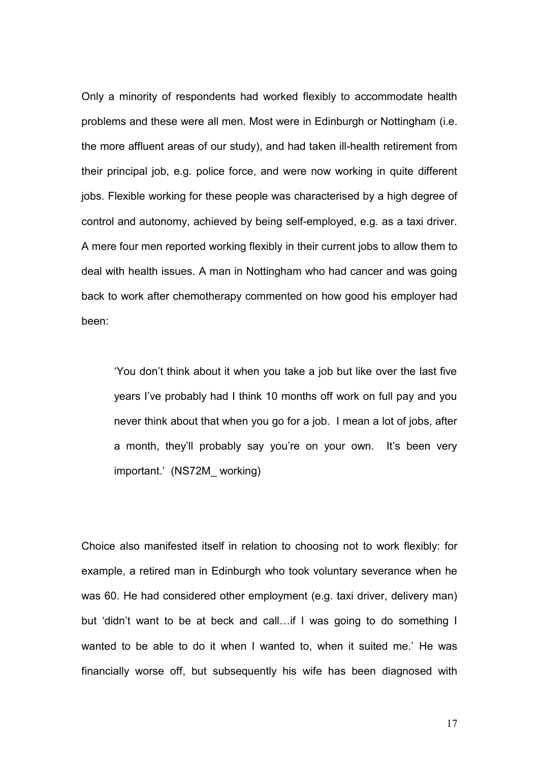Only a minority of respondents had worked flexibly to accommodate health problems and these were all men. Most were in Edinburgh or Nottingham (i.e. the more affluent areas of our study), and had taken ill-health retirement from their principal job, e.g. police force, and were now working in quite different jobs. Flexible working for these people was characterised by a high degree of control and autonomy, achieved by being self-employed, e.g. as a taxi driver. A mere four men reported working flexibly in their current jobs to allow them to deal with health issues. A man in Nottingham who had cancer and was going back to work after chemotherapy commented on how good his employer had been:

> 'You don't think about it when you take a job but like over the last five years I've probably had I think 10 months off work on full pay and you never think about that when you go for a job. I mean a lot of jobs, after a month, they'll probably say you're on your own. It's been very important.' (NS72M_ working)

Choice also manifested itself in relation to choosing not to work flexibly: for example, a retired man in Edinburgh who took voluntary severance when he was 60. He had considered other employment (e.g. taxi driver, delivery man) but 'didn't want to be at beck and call…if I was going to do something I wanted to be able to do it when I wanted to, when it suited me.' He was financially worse off, but subsequently his wife has been diagnosed with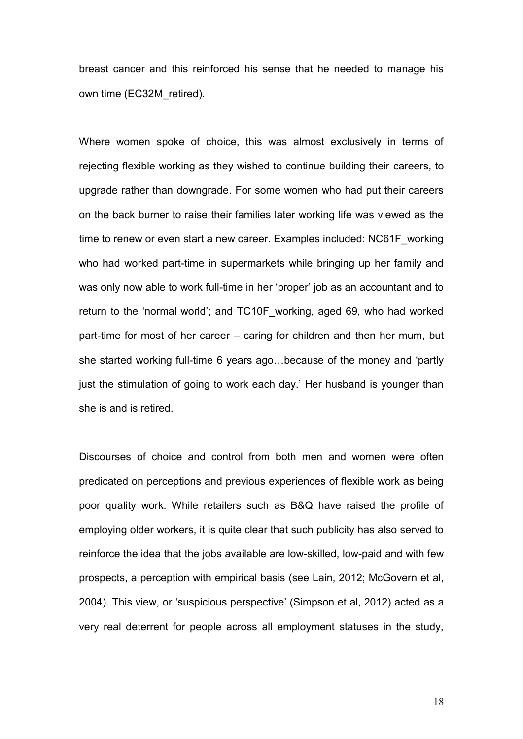breast cancer and this reinforced his sense that he needed to manage his own time (EC32M_retired).

Where women spoke of choice, this was almost exclusively in terms of rejecting flexible working as they wished to continue building their careers, to upgrade rather than downgrade. For some women who had put their careers on the back burner to raise their families later working life was viewed as the time to renew or even start a new career. Examples included: NC61F_working who had worked part-time in supermarkets while bringing up her family and was only now able to work full-time in her 'proper' job as an accountant and to return to the 'normal world'; and TC10F_working, aged 69, who had worked part-time for most of her career – caring for children and then her mum, but she started working full-time 6 years ago…because of the money and 'partly just the stimulation of going to work each day.' Her husband is younger than she is and is retired.

Discourses of choice and control from both men and women were often predicated on perceptions and previous experiences of flexible work as being poor quality work. While retailers such as B&Q have raised the profile of employing older workers, it is quite clear that such publicity has also served to reinforce the idea that the jobs available are low-skilled, low-paid and with few prospects, a perception with empirical basis (see Lain, 2012; McGovern et al, 2004). This view, or 'suspicious perspective' (Simpson et al, 2012) acted as a very real deterrent for people across all employment statuses in the study,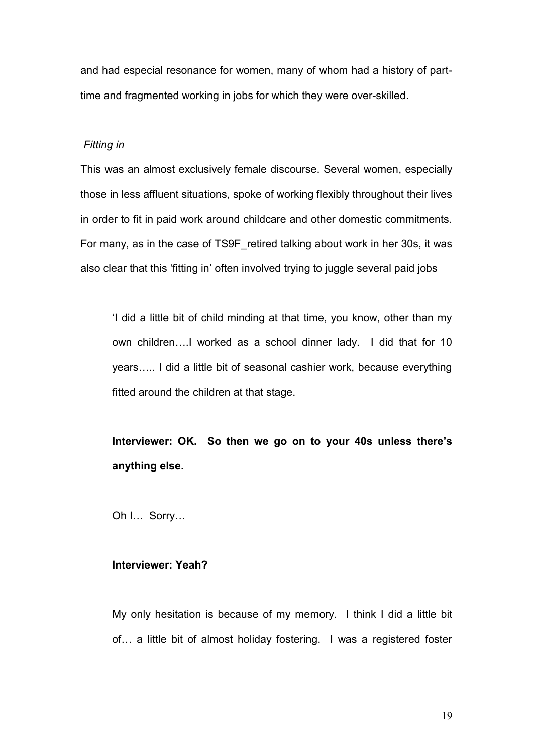and had especial resonance for women, many of whom had a history of part-time and fragmented working in jobs for which they were over-skilled.

*Fitting in*

This was an almost exclusively female discourse. Several women, especially those in less affluent situations, spoke of working flexibly throughout their lives in order to fit in paid work around childcare and other domestic commitments. For many, as in the case of TS9F_retired talking about work in her 30s, it was also clear that this 'fitting in' often involved trying to juggle several paid jobs

> 'I did a little bit of child minding at that time, you know, other than my own children….I worked as a school dinner lady. I did that for 10 years….. I did a little bit of seasonal cashier work, because everything fitted around the children at that stage.
>
> **Interviewer: OK. So then we go on to your 40s unless there's anything else.**
>
> Oh I… Sorry…
>
> **Interviewer: Yeah?**
>
> My only hesitation is because of my memory. I think I did a little bit of… a little bit of almost holiday fostering. I was a registered foster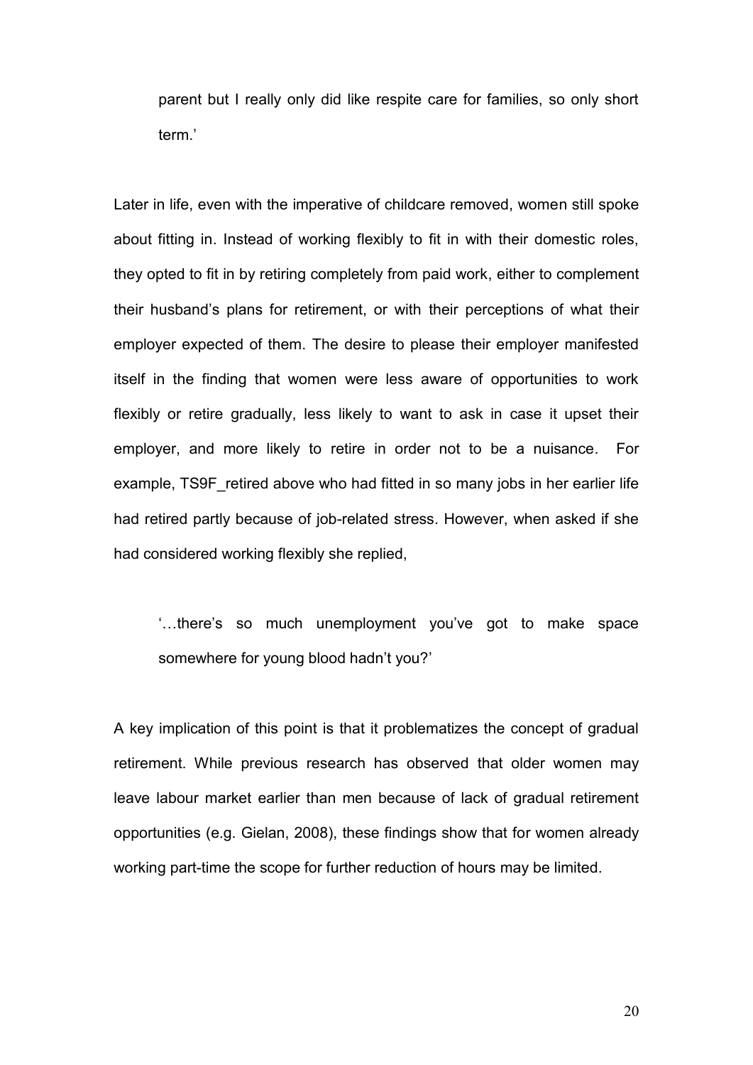> parent but I really only did like respite care for families, so only short term.'

Later in life, even with the imperative of childcare removed, women still spoke about fitting in. Instead of working flexibly to fit in with their domestic roles, they opted to fit in by retiring completely from paid work, either to complement their husband's plans for retirement, or with their perceptions of what their employer expected of them. The desire to please their employer manifested itself in the finding that women were less aware of opportunities to work flexibly or retire gradually, less likely to want to ask in case it upset their employer, and more likely to retire in order not to be a nuisance. For example, TS9F_retired above who had fitted in so many jobs in her earlier life had retired partly because of job-related stress. However, when asked if she had considered working flexibly she replied,

> '…there's so much unemployment you've got to make space somewhere for young blood hadn't you?'

A key implication of this point is that it problematizes the concept of gradual retirement. While previous research has observed that older women may leave labour market earlier than men because of lack of gradual retirement opportunities (e.g. Gielan, 2008), these findings show that for women already working part-time the scope for further reduction of hours may be limited.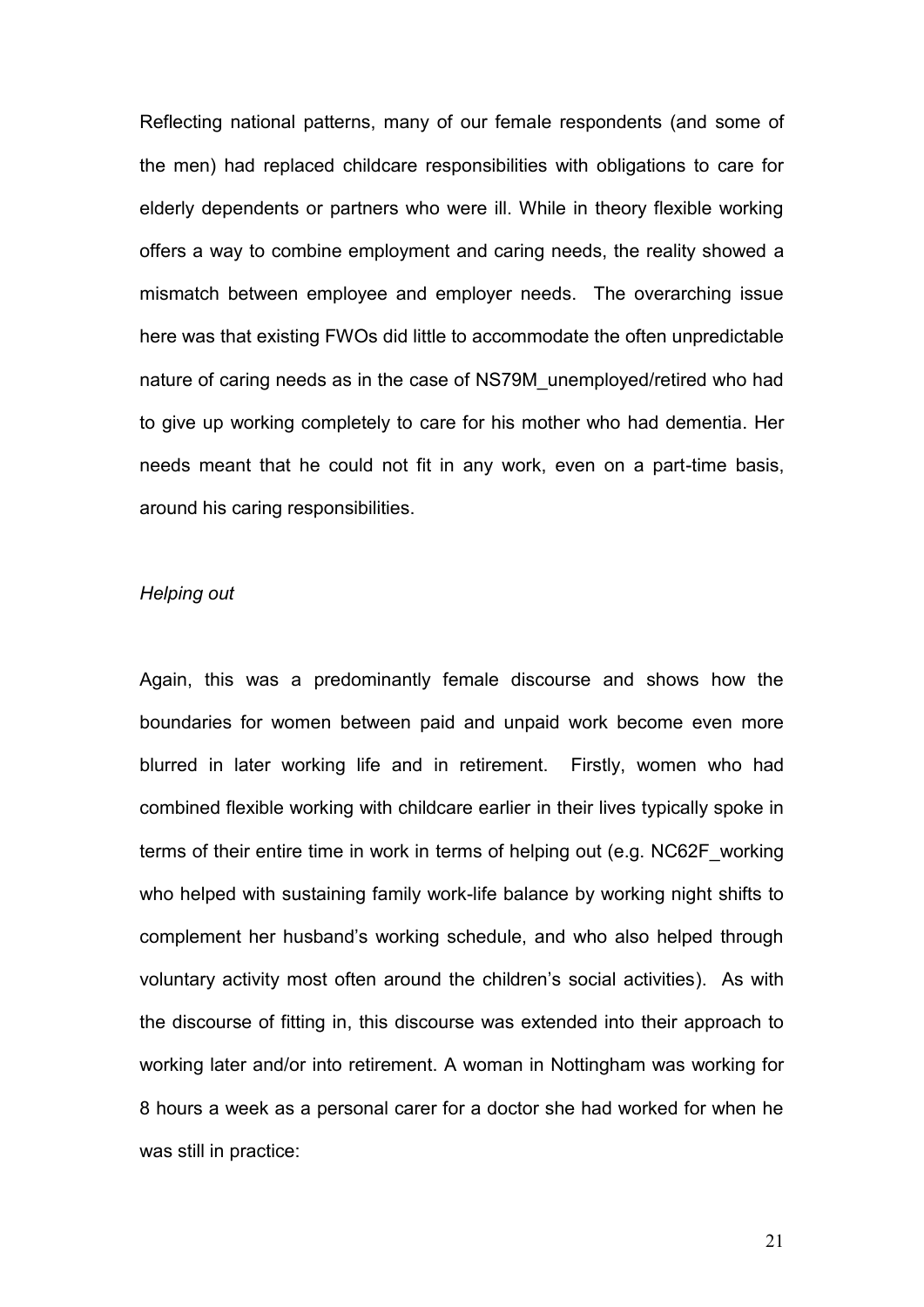Reflecting national patterns, many of our female respondents (and some of the men) had replaced childcare responsibilities with obligations to care for elderly dependents or partners who were ill. While in theory flexible working offers a way to combine employment and caring needs, the reality showed a mismatch between employee and employer needs. The overarching issue here was that existing FWOs did little to accommodate the often unpredictable nature of caring needs as in the case of NS79M_unemployed/retired who had to give up working completely to care for his mother who had dementia. Her needs meant that he could not fit in any work, even on a part-time basis, around his caring responsibilities.

*Helping out*

Again, this was a predominantly female discourse and shows how the boundaries for women between paid and unpaid work become even more blurred in later working life and in retirement. Firstly, women who had combined flexible working with childcare earlier in their lives typically spoke in terms of their entire time in work in terms of helping out (e.g. NC62F_working who helped with sustaining family work-life balance by working night shifts to complement her husband's working schedule, and who also helped through voluntary activity most often around the children's social activities). As with the discourse of fitting in, this discourse was extended into their approach to working later and/or into retirement. A woman in Nottingham was working for 8 hours a week as a personal carer for a doctor she had worked for when he was still in practice: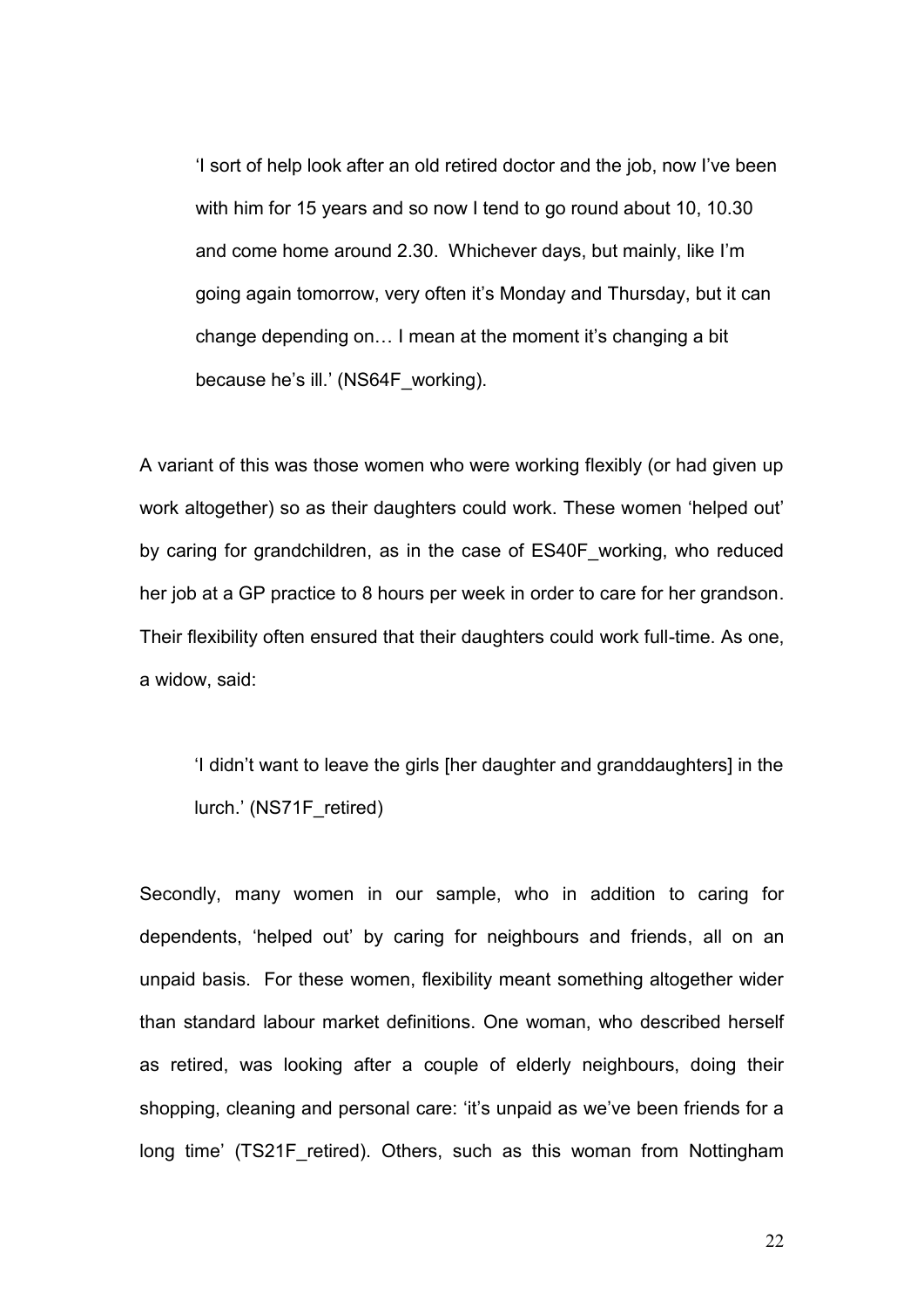> 'I sort of help look after an old retired doctor and the job, now I've been with him for 15 years and so now I tend to go round about 10, 10.30 and come home around 2.30. Whichever days, but mainly, like I'm going again tomorrow, very often it's Monday and Thursday, but it can change depending on… I mean at the moment it's changing a bit because he's ill.' (NS64F_working).

A variant of this was those women who were working flexibly (or had given up work altogether) so as their daughters could work. These women 'helped out' by caring for grandchildren, as in the case of ES40F_working, who reduced her job at a GP practice to 8 hours per week in order to care for her grandson. Their flexibility often ensured that their daughters could work full-time. As one, a widow, said:

> 'I didn't want to leave the girls [her daughter and granddaughters] in the lurch.' (NS71F_retired)

Secondly, many women in our sample, who in addition to caring for dependents, 'helped out' by caring for neighbours and friends, all on an unpaid basis. For these women, flexibility meant something altogether wider than standard labour market definitions. One woman, who described herself as retired, was looking after a couple of elderly neighbours, doing their shopping, cleaning and personal care: 'it's unpaid as we've been friends for a long time' (TS21F_retired). Others, such as this woman from Nottingham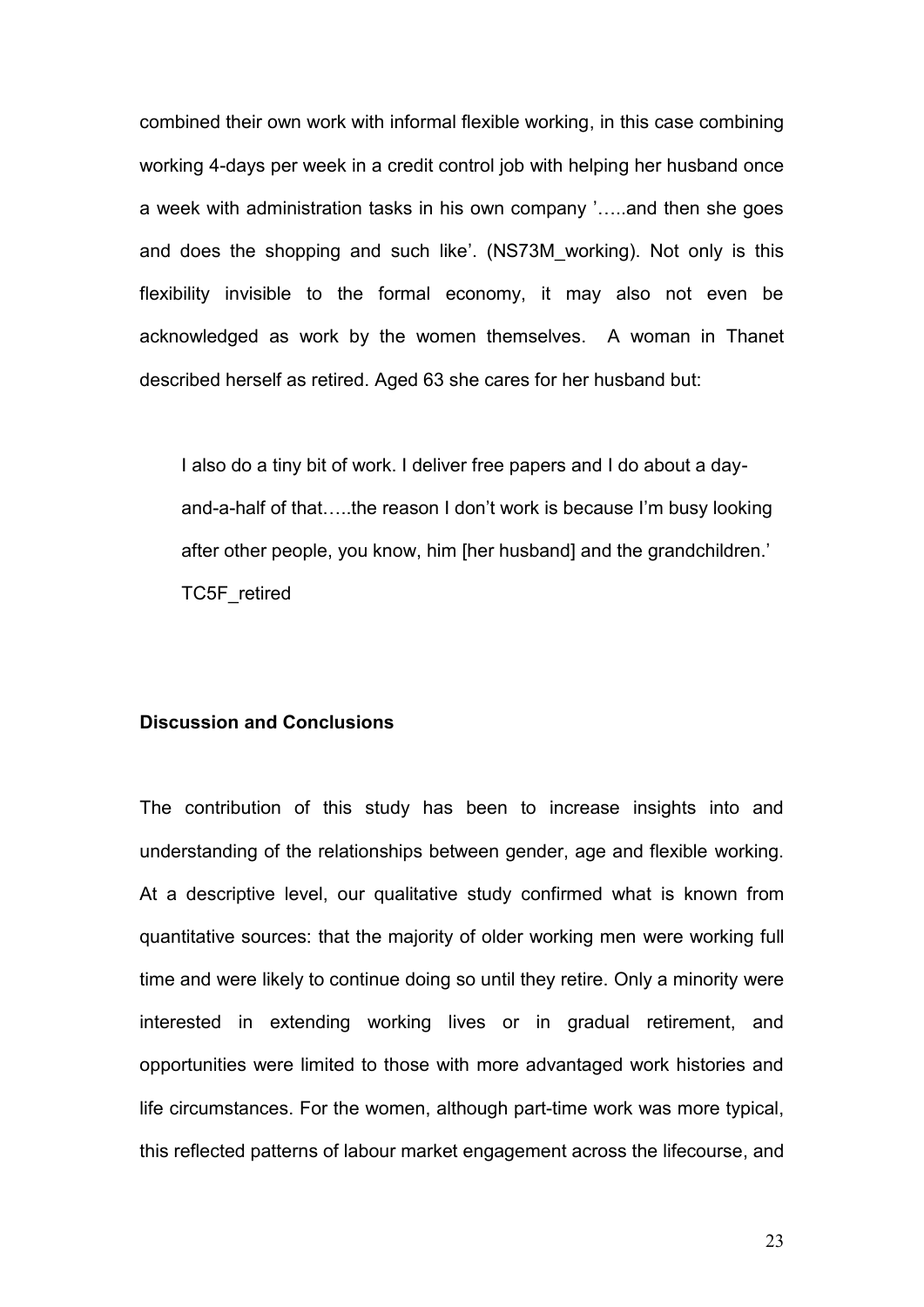combined their own work with informal flexible working, in this case combining working 4-days per week in a credit control job with helping her husband once a week with administration tasks in his own company '…..and then she goes and does the shopping and such like'. (NS73M_working). Not only is this flexibility invisible to the formal economy, it may also not even be acknowledged as work by the women themselves. A woman in Thanet described herself as retired. Aged 63 she cares for her husband but:

> I also do a tiny bit of work. I deliver free papers and I do about a day-and-a-half of that…..the reason I don't work is because I'm busy looking after other people, you know, him [her husband] and the grandchildren.' TC5F_retired

## Discussion and Conclusions

The contribution of this study has been to increase insights into and understanding of the relationships between gender, age and flexible working. At a descriptive level, our qualitative study confirmed what is known from quantitative sources: that the majority of older working men were working full time and were likely to continue doing so until they retire. Only a minority were interested in extending working lives or in gradual retirement, and opportunities were limited to those with more advantaged work histories and life circumstances. For the women, although part-time work was more typical, this reflected patterns of labour market engagement across the lifecourse, and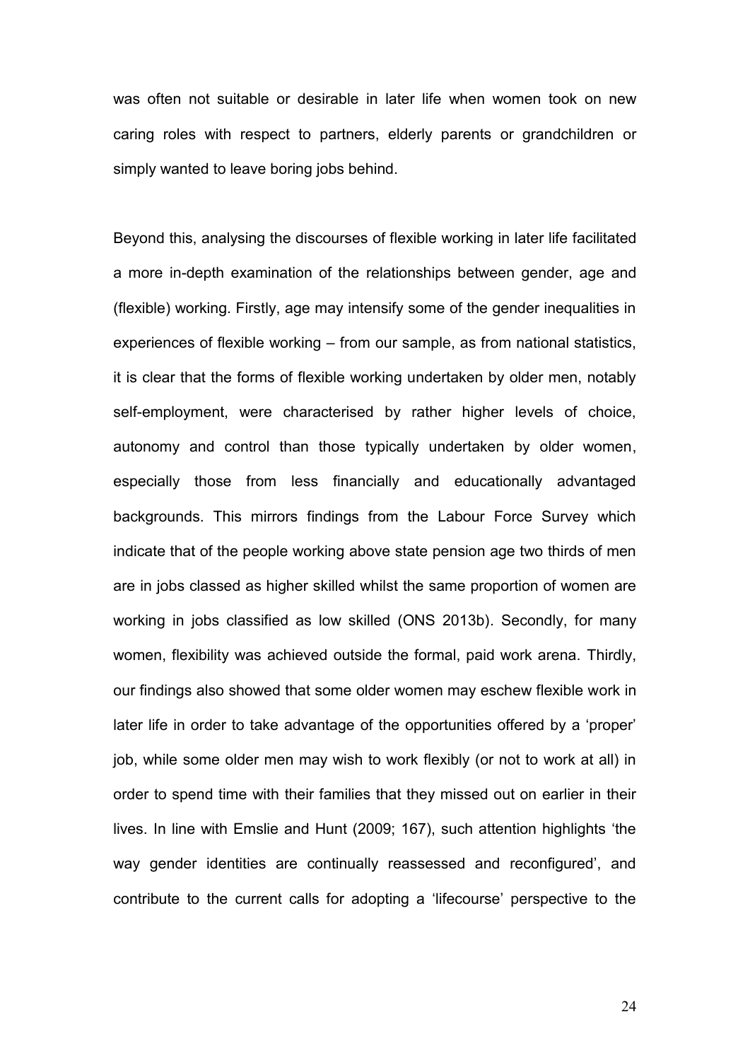was often not suitable or desirable in later life when women took on new caring roles with respect to partners, elderly parents or grandchildren or simply wanted to leave boring jobs behind.

Beyond this, analysing the discourses of flexible working in later life facilitated a more in-depth examination of the relationships between gender, age and (flexible) working. Firstly, age may intensify some of the gender inequalities in experiences of flexible working – from our sample, as from national statistics, it is clear that the forms of flexible working undertaken by older men, notably self-employment, were characterised by rather higher levels of choice, autonomy and control than those typically undertaken by older women, especially those from less financially and educationally advantaged backgrounds. This mirrors findings from the Labour Force Survey which indicate that of the people working above state pension age two thirds of men are in jobs classed as higher skilled whilst the same proportion of women are working in jobs classified as low skilled (ONS 2013b). Secondly, for many women, flexibility was achieved outside the formal, paid work arena. Thirdly, our findings also showed that some older women may eschew flexible work in later life in order to take advantage of the opportunities offered by a 'proper' job, while some older men may wish to work flexibly (or not to work at all) in order to spend time with their families that they missed out on earlier in their lives. In line with Emslie and Hunt (2009; 167), such attention highlights 'the way gender identities are continually reassessed and reconfigured', and contribute to the current calls for adopting a 'lifecourse' perspective to the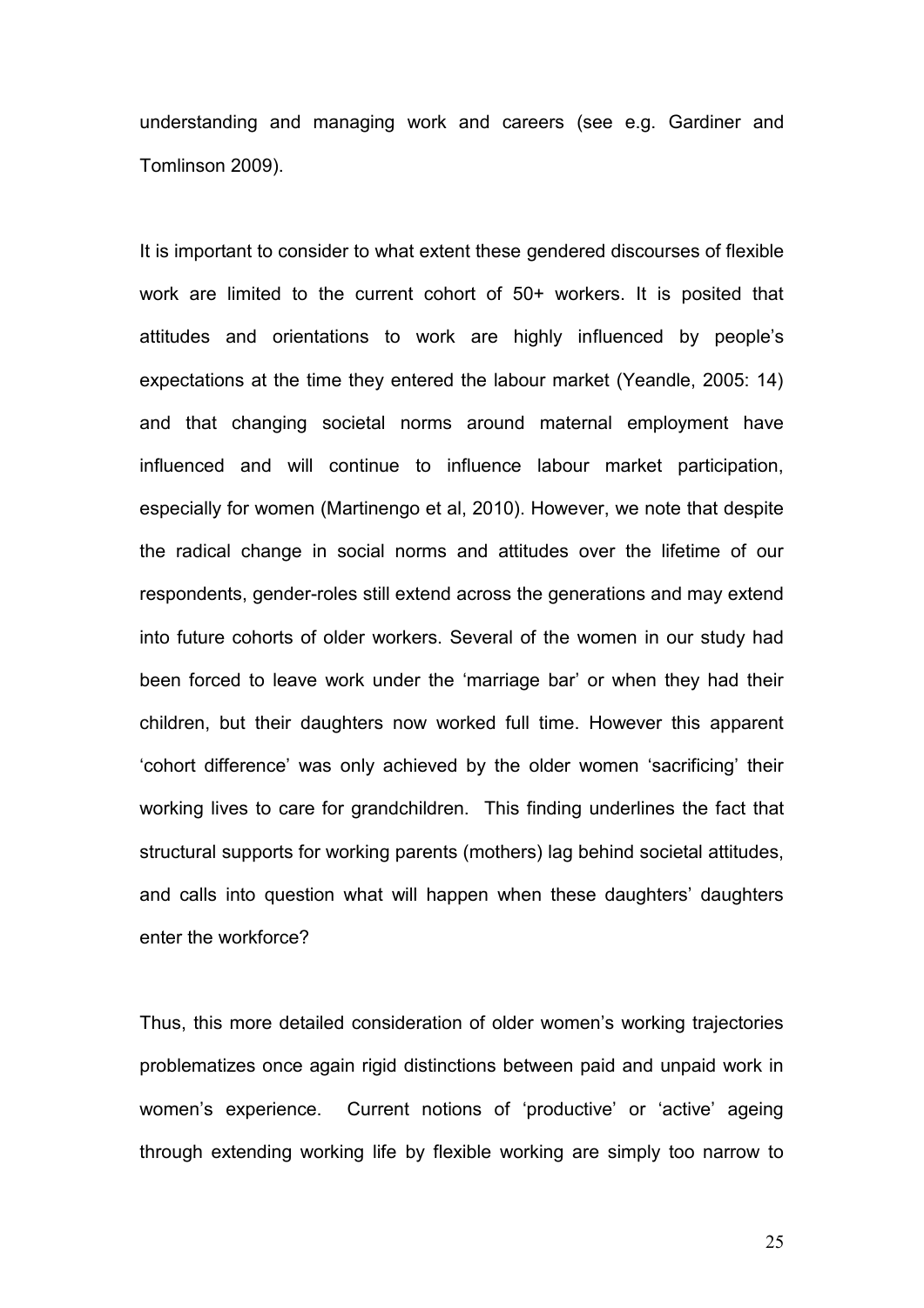understanding and managing work and careers (see e.g. Gardiner and Tomlinson 2009).

It is important to consider to what extent these gendered discourses of flexible work are limited to the current cohort of 50+ workers. It is posited that attitudes and orientations to work are highly influenced by people's expectations at the time they entered the labour market (Yeandle, 2005: 14) and that changing societal norms around maternal employment have influenced and will continue to influence labour market participation, especially for women (Martinengo et al, 2010). However, we note that despite the radical change in social norms and attitudes over the lifetime of our respondents, gender-roles still extend across the generations and may extend into future cohorts of older workers. Several of the women in our study had been forced to leave work under the 'marriage bar' or when they had their children, but their daughters now worked full time. However this apparent 'cohort difference' was only achieved by the older women 'sacrificing' their working lives to care for grandchildren. This finding underlines the fact that structural supports for working parents (mothers) lag behind societal attitudes, and calls into question what will happen when these daughters' daughters enter the workforce?

Thus, this more detailed consideration of older women's working trajectories problematizes once again rigid distinctions between paid and unpaid work in women's experience. Current notions of 'productive' or 'active' ageing through extending working life by flexible working are simply too narrow to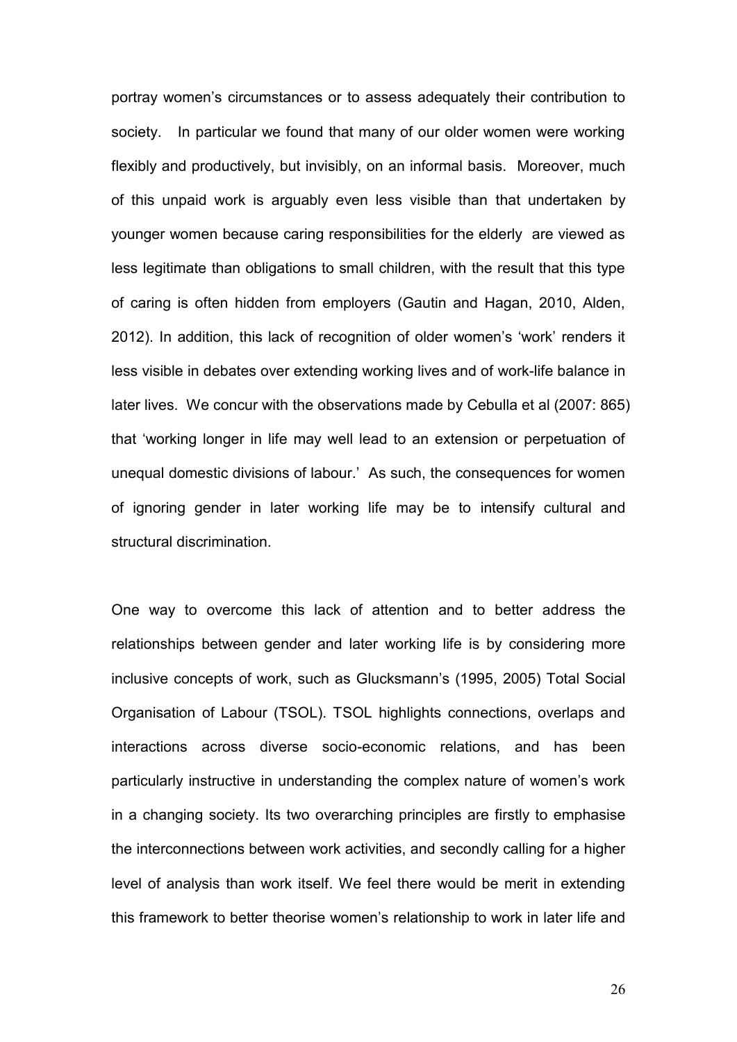portray women's circumstances or to assess adequately their contribution to society. In particular we found that many of our older women were working flexibly and productively, but invisibly, on an informal basis. Moreover, much of this unpaid work is arguably even less visible than that undertaken by younger women because caring responsibilities for the elderly are viewed as less legitimate than obligations to small children, with the result that this type of caring is often hidden from employers (Gautin and Hagan, 2010, Alden, 2012). In addition, this lack of recognition of older women's 'work' renders it less visible in debates over extending working lives and of work-life balance in later lives. We concur with the observations made by Cebulla et al (2007: 865) that 'working longer in life may well lead to an extension or perpetuation of unequal domestic divisions of labour.' As such, the consequences for women of ignoring gender in later working life may be to intensify cultural and structural discrimination.

One way to overcome this lack of attention and to better address the relationships between gender and later working life is by considering more inclusive concepts of work, such as Glucksmann's (1995, 2005) Total Social Organisation of Labour (TSOL). TSOL highlights connections, overlaps and interactions across diverse socio-economic relations, and has been particularly instructive in understanding the complex nature of women's work in a changing society. Its two overarching principles are firstly to emphasise the interconnections between work activities, and secondly calling for a higher level of analysis than work itself. We feel there would be merit in extending this framework to better theorise women's relationship to work in later life and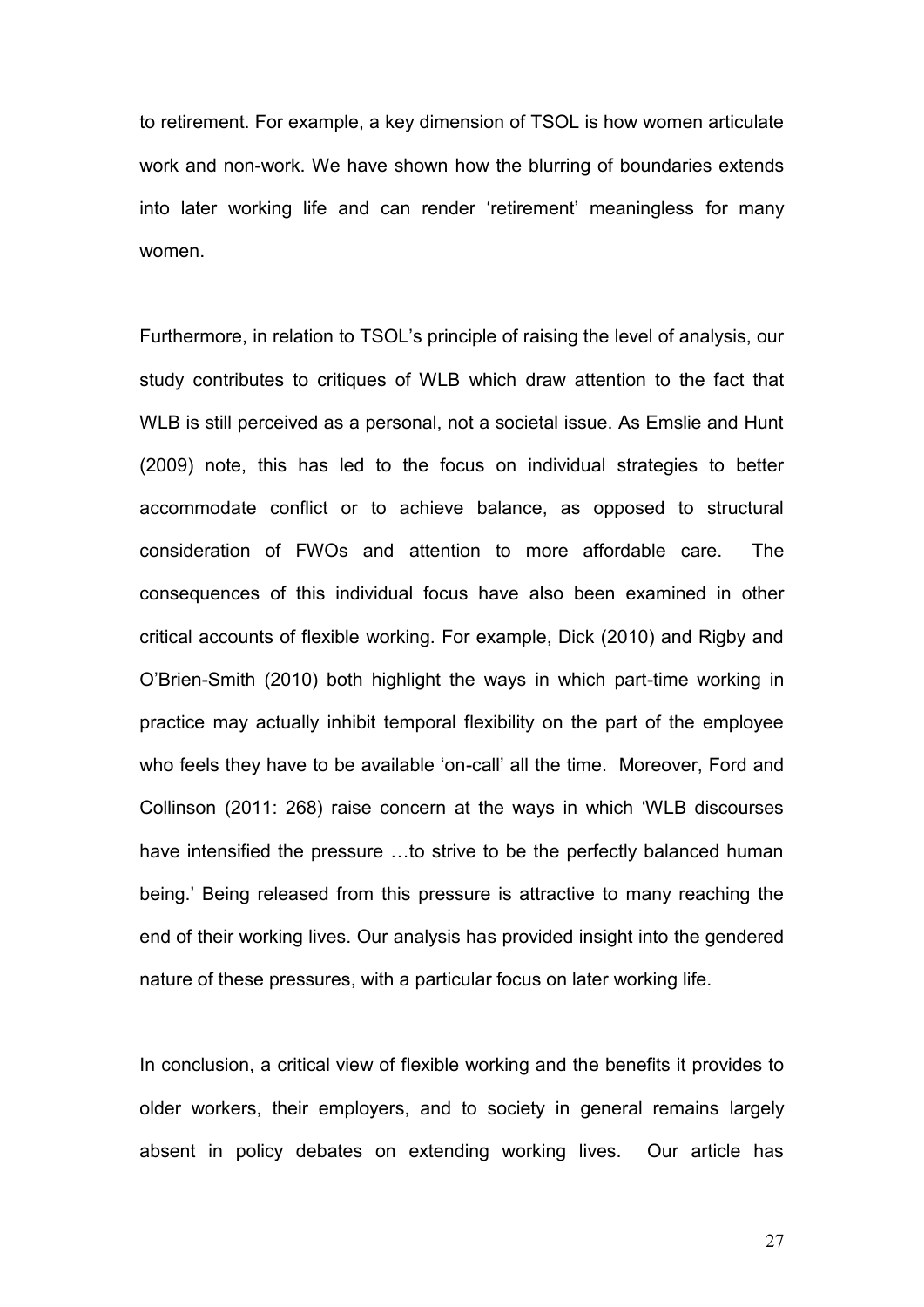to retirement. For example, a key dimension of TSOL is how women articulate work and non-work. We have shown how the blurring of boundaries extends into later working life and can render 'retirement' meaningless for many women.

Furthermore, in relation to TSOL's principle of raising the level of analysis, our study contributes to critiques of WLB which draw attention to the fact that WLB is still perceived as a personal, not a societal issue. As Emslie and Hunt (2009) note, this has led to the focus on individual strategies to better accommodate conflict or to achieve balance, as opposed to structural consideration of FWOs and attention to more affordable care. The consequences of this individual focus have also been examined in other critical accounts of flexible working. For example, Dick (2010) and Rigby and O'Brien-Smith (2010) both highlight the ways in which part-time working in practice may actually inhibit temporal flexibility on the part of the employee who feels they have to be available 'on-call' all the time. Moreover, Ford and Collinson (2011: 268) raise concern at the ways in which 'WLB discourses have intensified the pressure …to strive to be the perfectly balanced human being.' Being released from this pressure is attractive to many reaching the end of their working lives. Our analysis has provided insight into the gendered nature of these pressures, with a particular focus on later working life.

In conclusion, a critical view of flexible working and the benefits it provides to older workers, their employers, and to society in general remains largely absent in policy debates on extending working lives. Our article has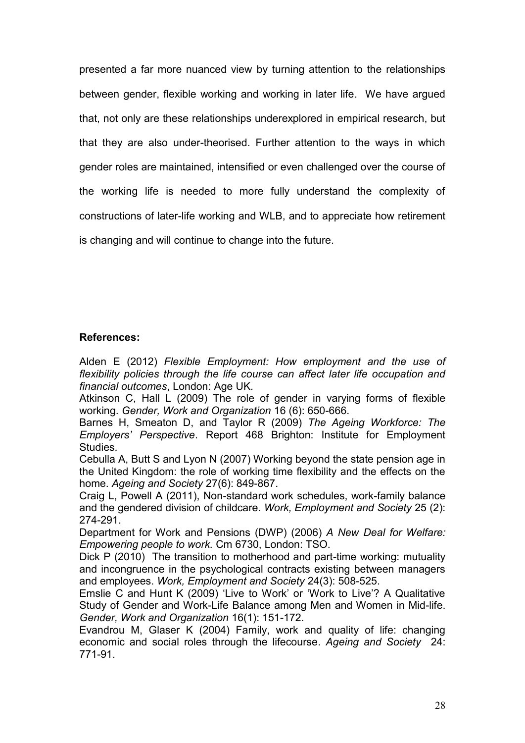presented a far more nuanced view by turning attention to the relationships between gender, flexible working and working in later life. We have argued that, not only are these relationships underexplored in empirical research, but that they are also under-theorised. Further attention to the ways in which gender roles are maintained, intensified or even challenged over the course of the working life is needed to more fully understand the complexity of constructions of later-life working and WLB, and to appreciate how retirement is changing and will continue to change into the future.

**References:**

Alden E (2012) *Flexible Employment: How employment and the use of flexibility policies through the life course can affect later life occupation and financial outcomes*, London: Age UK.

Atkinson C, Hall L (2009) The role of gender in varying forms of flexible working. *Gender, Work and Organization* 16 (6): 650-666.

Barnes H, Smeaton D, and Taylor R (2009) *The Ageing Workforce: The Employers' Perspective*. Report 468 Brighton: Institute for Employment Studies.

Cebulla A, Butt S and Lyon N (2007) Working beyond the state pension age in the United Kingdom: the role of working time flexibility and the effects on the home. *Ageing and Society* 27(6): 849-867.

Craig L, Powell A (2011), Non-standard work schedules, work-family balance and the gendered division of childcare. *Work, Employment and Society* 25 (2): 274-291.

Department for Work and Pensions (DWP) (2006) *A New Deal for Welfare: Empowering people to work.* Cm 6730, London: TSO.

Dick P (2010) The transition to motherhood and part-time working: mutuality and incongruence in the psychological contracts existing between managers and employees. *Work, Employment and Society* 24(3): 508-525.

Emslie C and Hunt K (2009) 'Live to Work' or 'Work to Live'? A Qualitative Study of Gender and Work-Life Balance among Men and Women in Mid-life. *Gender, Work and Organization* 16(1): 151-172.

Evandrou M, Glaser K (2004) Family, work and quality of life: changing economic and social roles through the lifecourse. *Ageing and Society* 24: 771-91.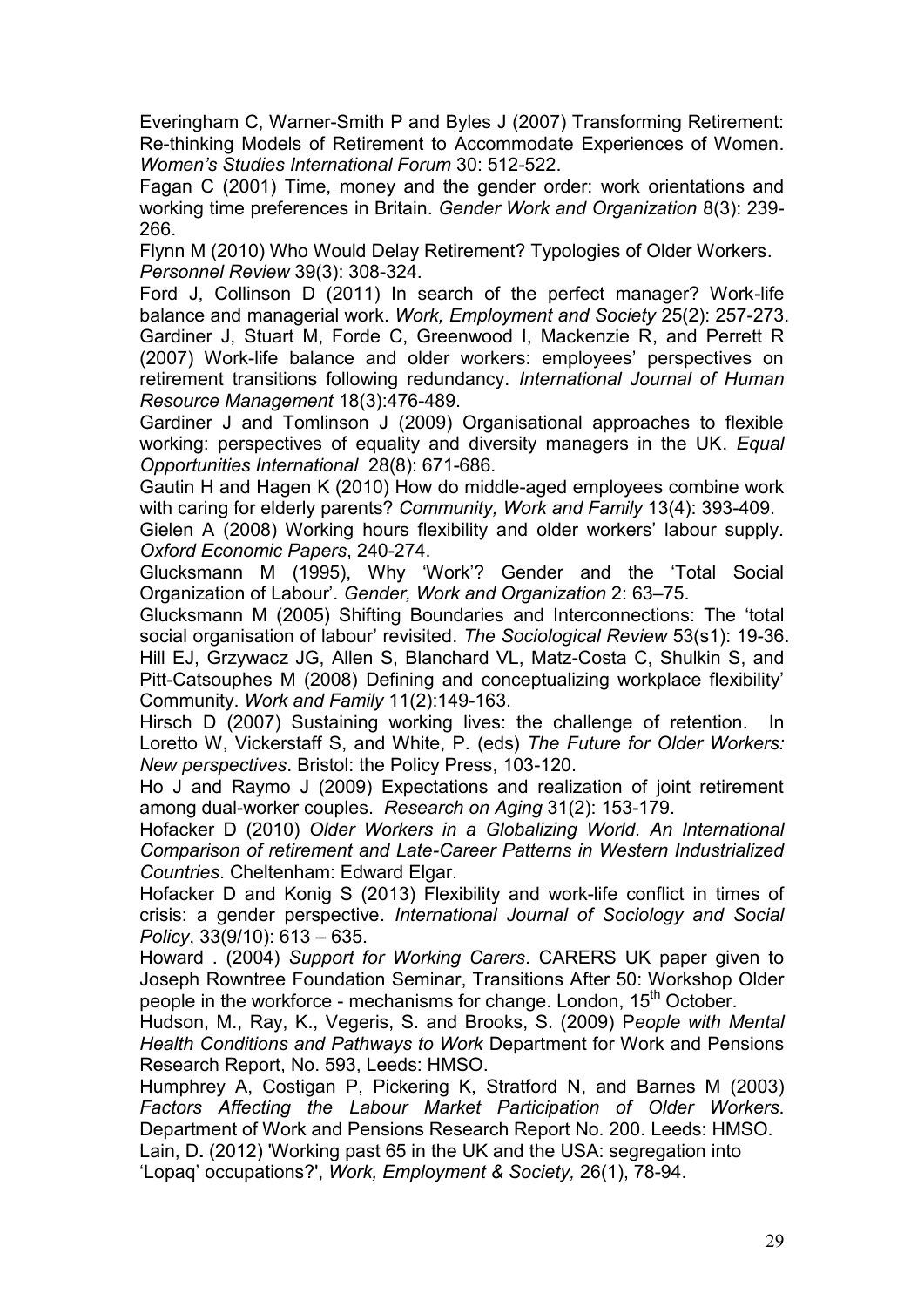Everingham C, Warner-Smith P and Byles J (2007) Transforming Retirement: Re-thinking Models of Retirement to Accommodate Experiences of Women. *Women's Studies International Forum* 30: 512-522.

Fagan C (2001) Time, money and the gender order: work orientations and working time preferences in Britain. *Gender Work and Organization* 8(3): 239-266.

Flynn M (2010) Who Would Delay Retirement? Typologies of Older Workers. *Personnel Review* 39(3): 308-324.

Ford J, Collinson D (2011) In search of the perfect manager? Work-life balance and managerial work. *Work, Employment and Society* 25(2): 257-273.

Gardiner J, Stuart M, Forde C, Greenwood I, Mackenzie R, and Perrett R (2007) Work-life balance and older workers: employees' perspectives on retirement transitions following redundancy. *International Journal of Human Resource Management* 18(3):476-489.

Gardiner J and Tomlinson J (2009) Organisational approaches to flexible working: perspectives of equality and diversity managers in the UK. *Equal Opportunities International* 28(8): 671-686.

Gautin H and Hagen K (2010) How do middle-aged employees combine work with caring for elderly parents? *Community, Work and Family* 13(4): 393-409.

Gielen A (2008) Working hours flexibility and older workers' labour supply. *Oxford Economic Papers*, 240-274.

Glucksmann M (1995), Why 'Work'? Gender and the 'Total Social Organization of Labour'. *Gender, Work and Organization* 2: 63–75.

Glucksmann M (2005) Shifting Boundaries and Interconnections: The 'total social organisation of labour' revisited. *The Sociological Review* 53(s1): 19-36.

Hill EJ, Grzywacz JG, Allen S, Blanchard VL, Matz-Costa C, Shulkin S, and Pitt-Catsouphes M (2008) Defining and conceptualizing workplace flexibility' Community. *Work and Family* 11(2):149-163.

Hirsch D (2007) Sustaining working lives: the challenge of retention. In Loretto W, Vickerstaff S, and White, P. (eds) *The Future for Older Workers: New perspectives*. Bristol: the Policy Press, 103-120.

Ho J and Raymo J (2009) Expectations and realization of joint retirement among dual-worker couples. *Research on Aging* 31(2): 153-179.

Hofacker D (2010) *Older Workers in a Globalizing World. An International Comparison of retirement and Late-Career Patterns in Western Industrialized Countries*. Cheltenham: Edward Elgar.

Hofacker D and Konig S (2013) Flexibility and work-life conflict in times of crisis: a gender perspective. *International Journal of Sociology and Social Policy*, 33(9/10): 613 – 635.

Howard . (2004) *Support for Working Carers*. CARERS UK paper given to Joseph Rowntree Foundation Seminar, Transitions After 50: Workshop Older people in the workforce - mechanisms for change. London, 15th October.

Hudson, M., Ray, K., Vegeris, S. and Brooks, S. (2009) *People with Mental Health Conditions and Pathways to Work* Department for Work and Pensions Research Report, No. 593, Leeds: HMSO.

Humphrey A, Costigan P, Pickering K, Stratford N, and Barnes M (2003) *Factors Affecting the Labour Market Participation of Older Workers*. Department of Work and Pensions Research Report No. 200. Leeds: HMSO.

Lain, D**.** (2012) 'Working past 65 in the UK and the USA: segregation into 'Lopaq' occupations?', *Work, Employment & Society,* 26(1), 78-94.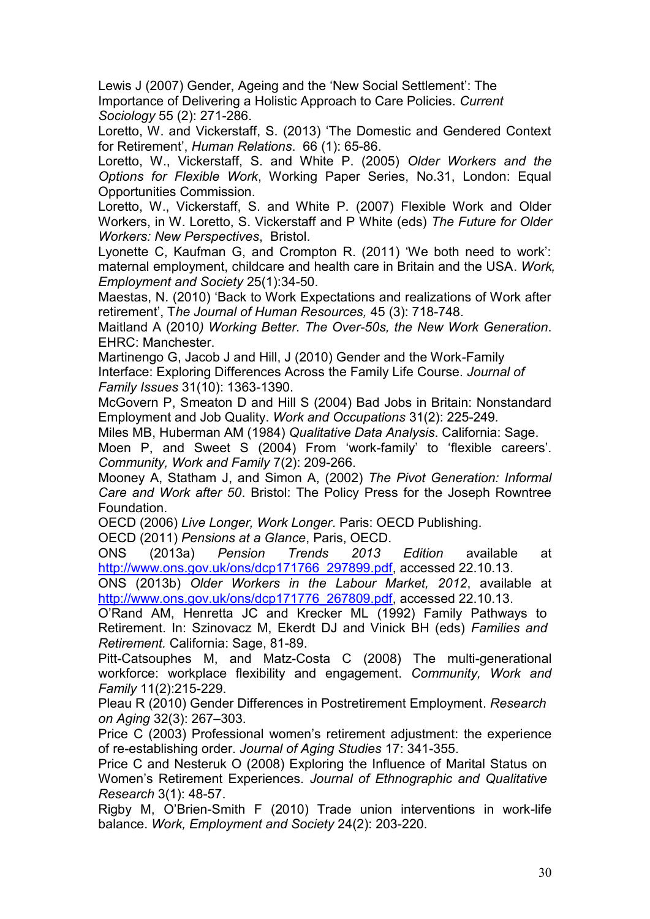Lewis J (2007) Gender, Ageing and the 'New Social Settlement': The Importance of Delivering a Holistic Approach to Care Policies. *Current Sociology* 55 (2): 271-286.

Loretto, W. and Vickerstaff, S. (2013) 'The Domestic and Gendered Context for Retirement', *Human Relations*. 66 (1): 65-86.

Loretto, W., Vickerstaff, S. and White P. (2005) *Older Workers and the Options for Flexible Work*, Working Paper Series, No.31, London: Equal Opportunities Commission.

Loretto, W., Vickerstaff, S. and White P. (2007) Flexible Work and Older Workers, in W. Loretto, S. Vickerstaff and P White (eds) *The Future for Older Workers: New Perspectives*, Bristol.

Lyonette C, Kaufman G, and Crompton R. (2011) 'We both need to work': maternal employment, childcare and health care in Britain and the USA. *Work, Employment and Society* 25(1):34-50.

Maestas, N. (2010) 'Back to Work Expectations and realizations of Work after retirement', T*he Journal of Human Resources,* 45 (3): 718-748.

Maitland A (2010*) Working Better. The Over-50s, the New Work Generation*. EHRC: Manchester.

Martinengo G, Jacob J and Hill, J (2010) Gender and the Work-Family Interface: Exploring Differences Across the Family Life Course. *Journal of Family Issues* 31(10): 1363-1390.

McGovern P, Smeaton D and Hill S (2004) Bad Jobs in Britain: Nonstandard Employment and Job Quality. *Work and Occupations* 31(2): 225-249.

Miles MB, Huberman AM (1984) *Qualitative Data Analysis*. California: Sage.

Moen P, and Sweet S (2004) From 'work-family' to 'flexible careers'. *Community, Work and Family* 7(2): 209-266.

Mooney A, Statham J, and Simon A, (2002) *The Pivot Generation: Informal Care and Work after 50*. Bristol: The Policy Press for the Joseph Rowntree Foundation.

OECD (2006) *Live Longer, Work Longer*. Paris: OECD Publishing.

OECD (2011) *Pensions at a Glance*, Paris, OECD.

ONS (2013a) *Pension Trends 2013 Edition* available at http://www.ons.gov.uk/ons/dcp171766_297899.pdf, accessed 22.10.13.

ONS (2013b) *Older Workers in the Labour Market, 2012*, available at http://www.ons.gov.uk/ons/dcp171776_267809.pdf, accessed 22.10.13.

O'Rand AM, Henretta JC and Krecker ML (1992) Family Pathways to Retirement. In: Szinovacz M, Ekerdt DJ and Vinick BH (eds) *Families and Retirement.* California: Sage, 81-89.

Pitt-Catsouphes M, and Matz-Costa C (2008) The multi-generational workforce: workplace flexibility and engagement. *Community, Work and Family* 11(2):215-229.

Pleau R (2010) Gender Differences in Postretirement Employment. *Research on Aging* 32(3): 267–303.

Price C (2003) Professional women's retirement adjustment: the experience of re-establishing order. *Journal of Aging Studies* 17: 341-355.

Price C and Nesteruk O (2008) Exploring the Influence of Marital Status on Women's Retirement Experiences. *Journal of Ethnographic and Qualitative Research* 3(1): 48-57.

Rigby M, O'Brien-Smith F (2010) Trade union interventions in work-life balance. *Work, Employment and Society* 24(2): 203-220.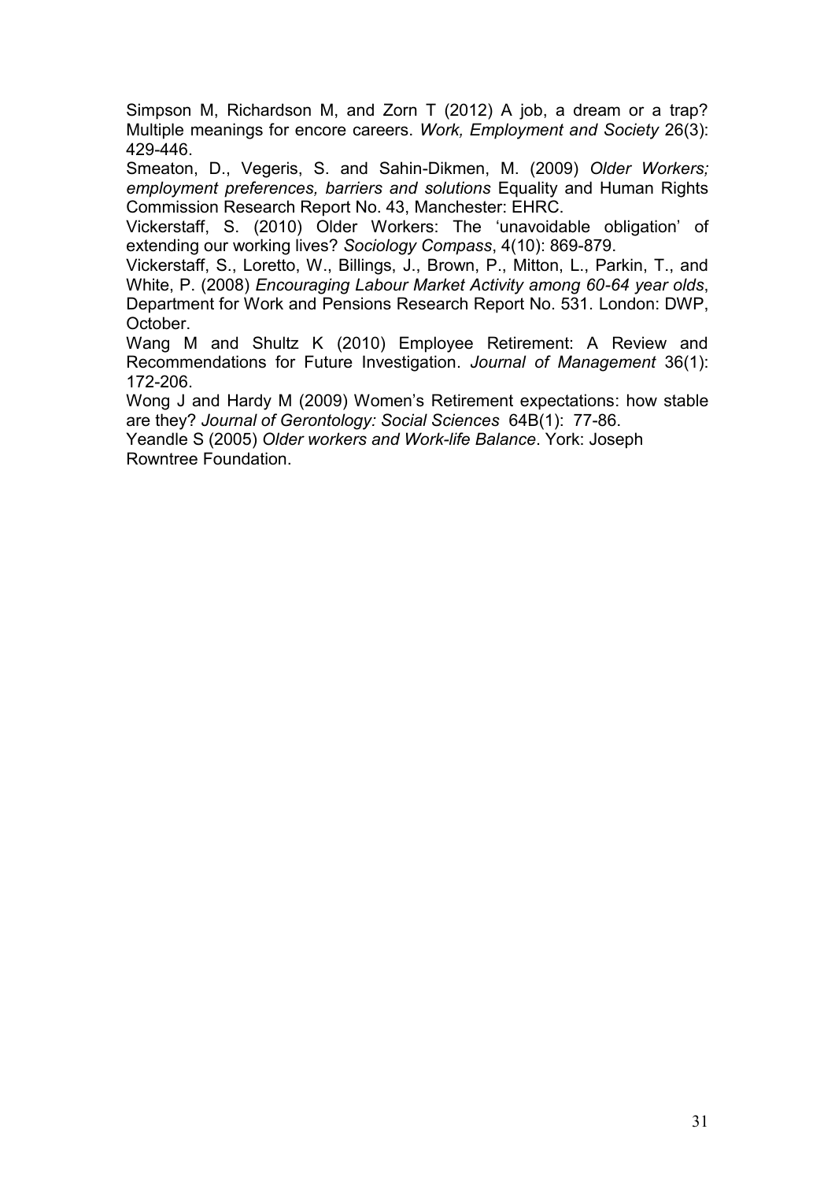Simpson M, Richardson M, and Zorn T (2012) A job, a dream or a trap? Multiple meanings for encore careers. *Work, Employment and Society* 26(3): 429-446.

Smeaton, D., Vegeris, S. and Sahin-Dikmen, M. (2009) *Older Workers; employment preferences, barriers and solutions* Equality and Human Rights Commission Research Report No. 43, Manchester: EHRC.

Vickerstaff, S. (2010) Older Workers: The 'unavoidable obligation' of extending our working lives? *Sociology Compass*, 4(10): 869-879.

Vickerstaff, S., Loretto, W., Billings, J., Brown, P., Mitton, L., Parkin, T., and White, P. (2008) *Encouraging Labour Market Activity among 60-64 year olds*, Department for Work and Pensions Research Report No. 531. London: DWP, October.

Wang M and Shultz K (2010) Employee Retirement: A Review and Recommendations for Future Investigation. *Journal of Management* 36(1): 172-206.

Wong J and Hardy M (2009) Women's Retirement expectations: how stable are they? *Journal of Gerontology: Social Sciences* 64B(1): 77-86.

Yeandle S (2005) *Older workers and Work-life Balance*. York: Joseph Rowntree Foundation.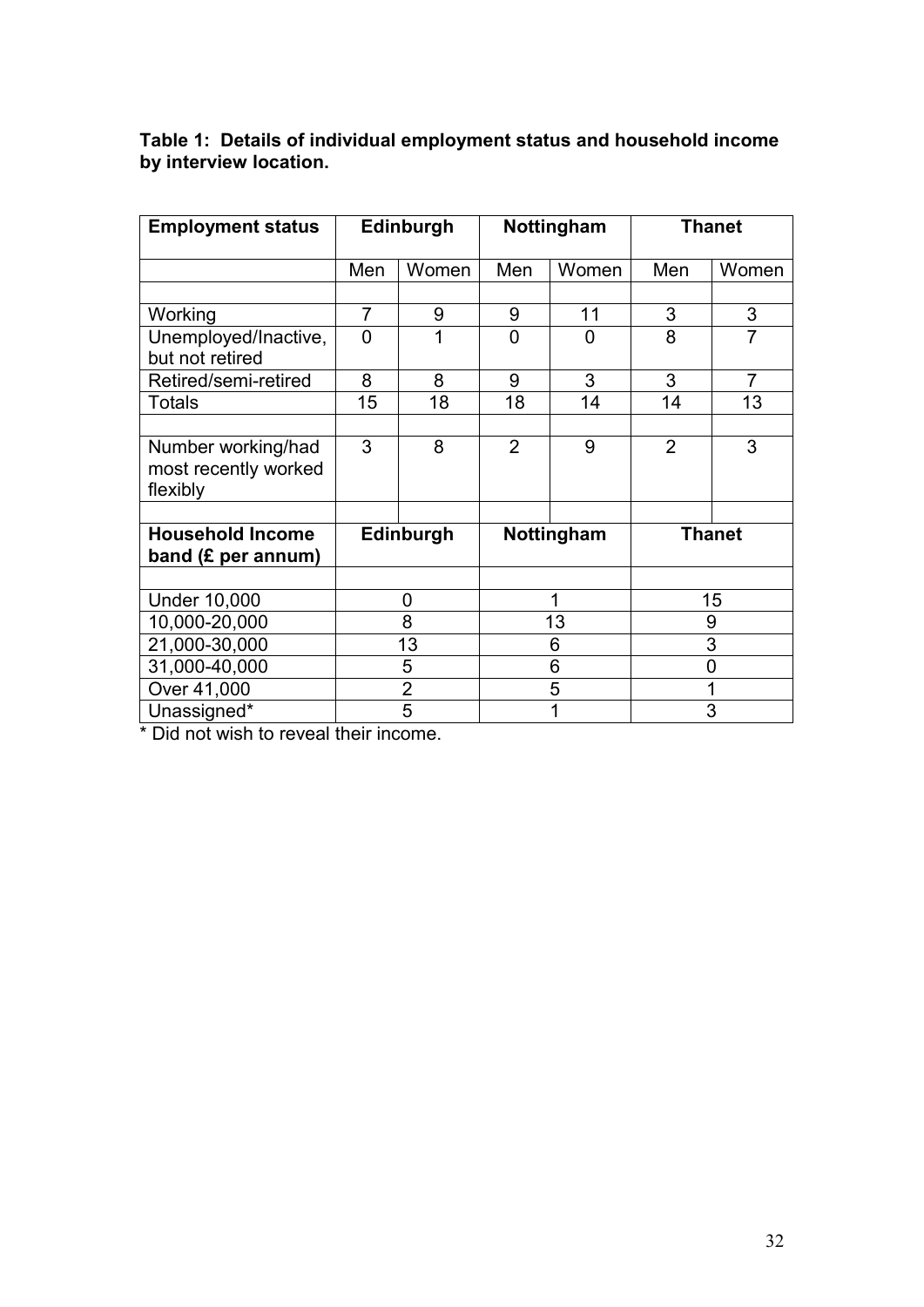**Table 1: Details of individual employment status and household income by interview location.**

| Employment status | Edinburgh | | Nottingham | | Thanet | |
|---|---|---|---|---|---|---|
| | Men | Women | Men | Women | Men | Women |
| Working | 7 | 9 | 9 | 11 | 3 | 3 |
| Unemployed/Inactive, but not retired | 0 | 1 | 0 | 0 | 8 | 7 |
| Retired/semi-retired | 8 | 8 | 9 | 3 | 3 | 7 |
| Totals | 15 | 18 | 18 | 14 | 14 | 13 |
| Number working/had most recently worked flexibly | 3 | 8 | 2 | 9 | 2 | 3 |

| Household Income band (£ per annum) | Edinburgh | Nottingham | Thanet |
|---|---|---|---|
| Under 10,000 | 0 | 1 | 15 |
| 10,000-20,000 | 8 | 13 | 9 |
| 21,000-30,000 | 13 | 6 | 3 |
| 31,000-40,000 | 5 | 6 | 0 |
| Over 41,000 | 2 | 5 | 1 |
| Unassigned* | 5 | 1 | 3 |

* Did not wish to reveal their income.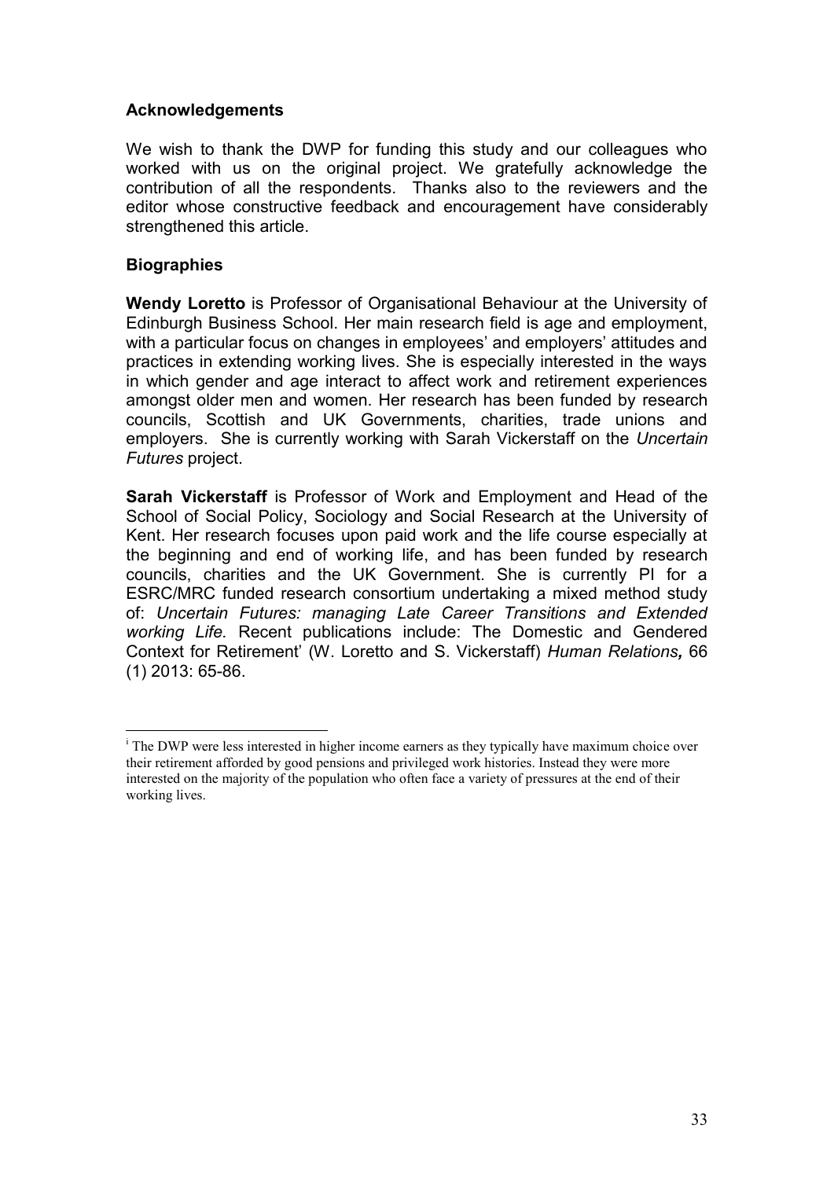## Acknowledgements

We wish to thank the DWP for funding this study and our colleagues who worked with us on the original project. We gratefully acknowledge the contribution of all the respondents. Thanks also to the reviewers and the editor whose constructive feedback and encouragement have considerably strengthened this article.

## Biographies

**Wendy Loretto** is Professor of Organisational Behaviour at the University of Edinburgh Business School. Her main research field is age and employment, with a particular focus on changes in employees' and employers' attitudes and practices in extending working lives. She is especially interested in the ways in which gender and age interact to affect work and retirement experiences amongst older men and women. Her research has been funded by research councils, Scottish and UK Governments, charities, trade unions and employers. She is currently working with Sarah Vickerstaff on the *Uncertain Futures* project.

**Sarah Vickerstaff** is Professor of Work and Employment and Head of the School of Social Policy, Sociology and Social Research at the University of Kent. Her research focuses upon paid work and the life course especially at the beginning and end of working life, and has been funded by research councils, charities and the UK Government. She is currently PI for a ESRC/MRC funded research consortium undertaking a mixed method study of: *Uncertain Futures: managing Late Career Transitions and Extended working Life.* Recent publications include: The Domestic and Gendered Context for Retirement' (W. Loretto and S. Vickerstaff) *Human Relations,* 66 (1) 2013: 65-86.

---

[i] The DWP were less interested in higher income earners as they typically have maximum choice over their retirement afforded by good pensions and privileged work histories. Instead they were more interested on the majority of the population who often face a variety of pressures at the end of their working lives.